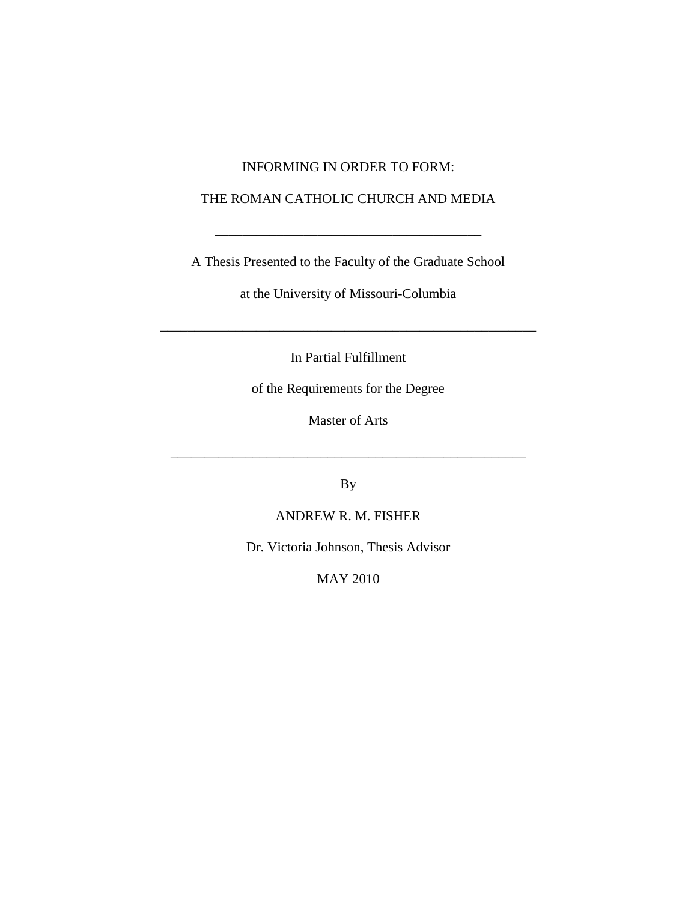# INFORMING IN ORDER TO FORM:

# THE ROMAN CATHOLIC CHURCH AND MEDIA

---

A Thesis Presented to the Faculty of the Graduate School

at the University of Missouri-Columbia

---

In Partial Fulfillment

of the Requirements for the Degree

Master of Arts

---

By

ANDREW R. M. FISHER

Dr. Victoria Johnson, Thesis Advisor

MAY 2010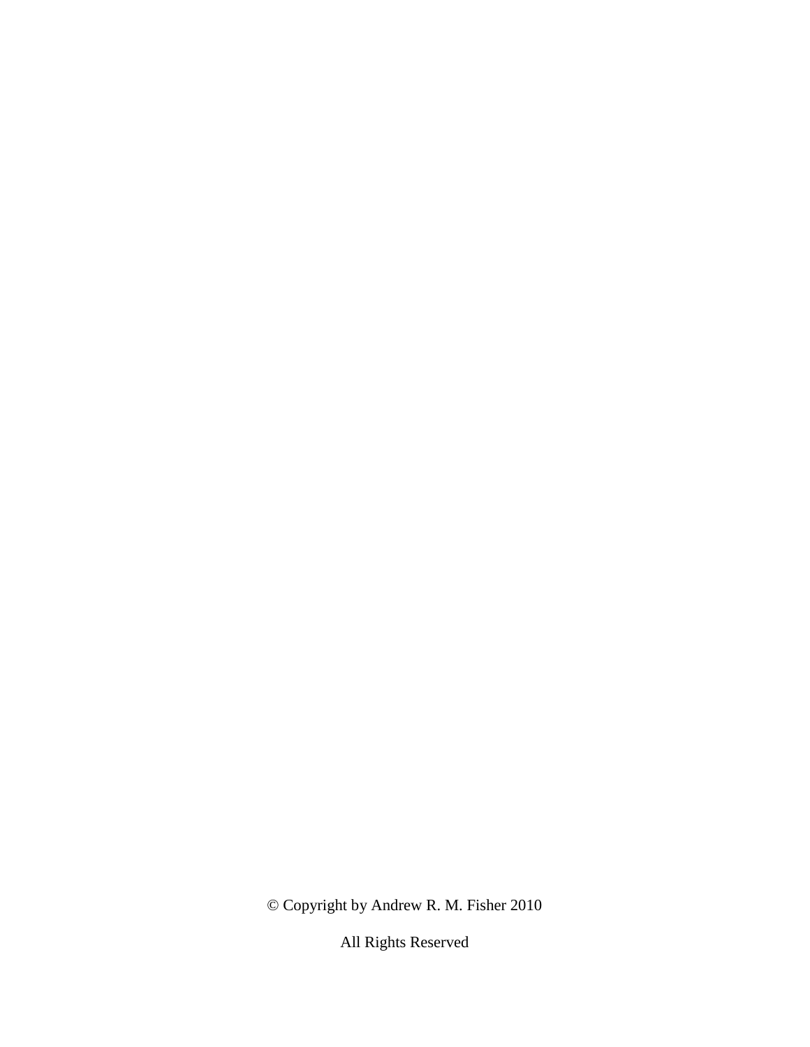© Copyright by Andrew R. M. Fisher 2010

All Rights Reserved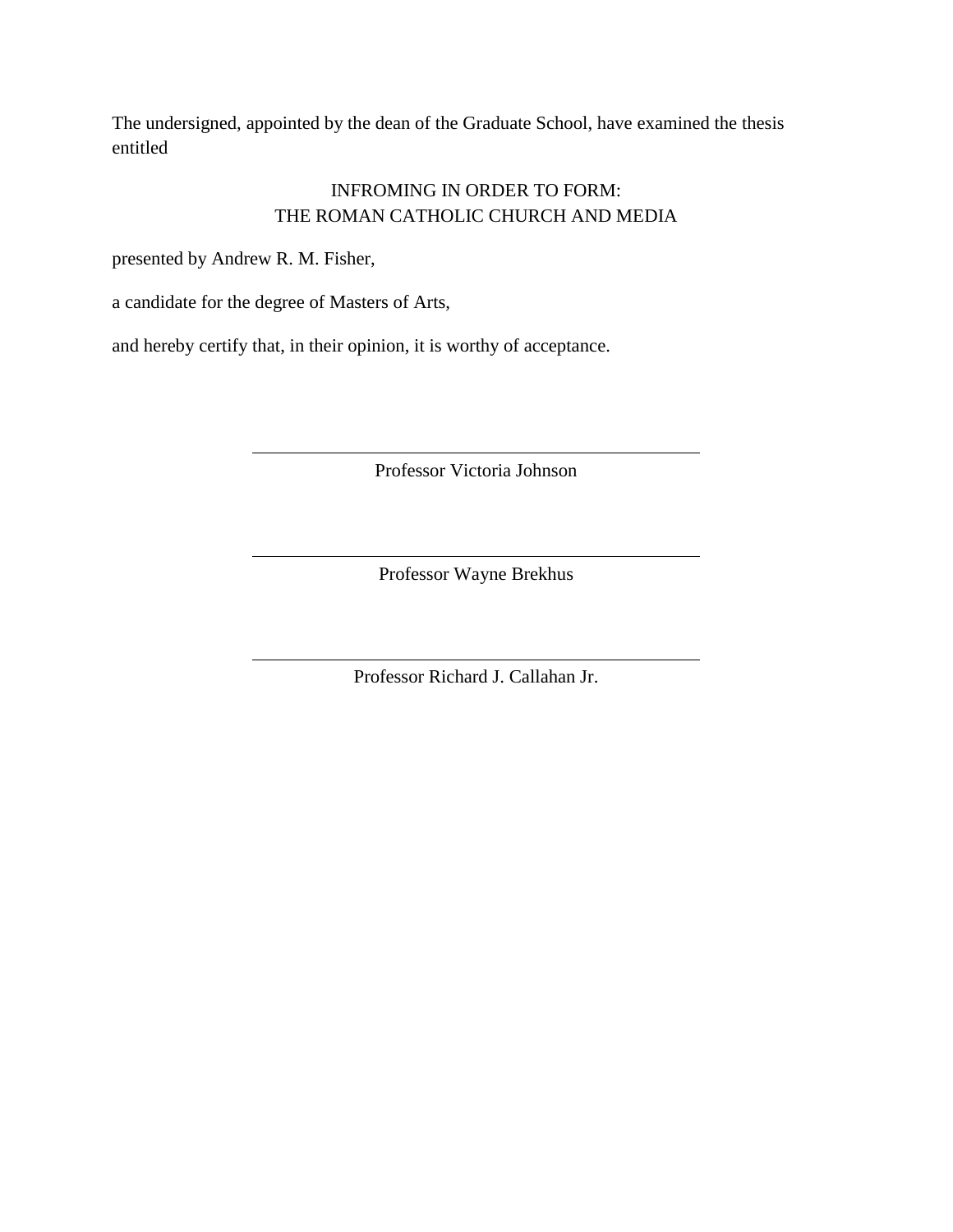The undersigned, appointed by the dean of the Graduate School, have examined the thesis entitled

INFROMING IN ORDER TO FORM:
THE ROMAN CATHOLIC CHURCH AND MEDIA

presented by Andrew R. M. Fisher,

a candidate for the degree of Masters of Arts,

and hereby certify that, in their opinion, it is worthy of acceptance.

\_\_\_\_\_\_\_\_\_\_\_\_\_\_\_\_\_\_\_\_\_\_\_\_\_\_\_\_\_\_\_\_\_\_\_\_\_\_\_\_

Professor Victoria Johnson

\_\_\_\_\_\_\_\_\_\_\_\_\_\_\_\_\_\_\_\_\_\_\_\_\_\_\_\_\_\_\_\_\_\_\_\_\_\_\_\_

Professor Wayne Brekhus

\_\_\_\_\_\_\_\_\_\_\_\_\_\_\_\_\_\_\_\_\_\_\_\_\_\_\_\_\_\_\_\_\_\_\_\_\_\_\_\_

Professor Richard J. Callahan Jr.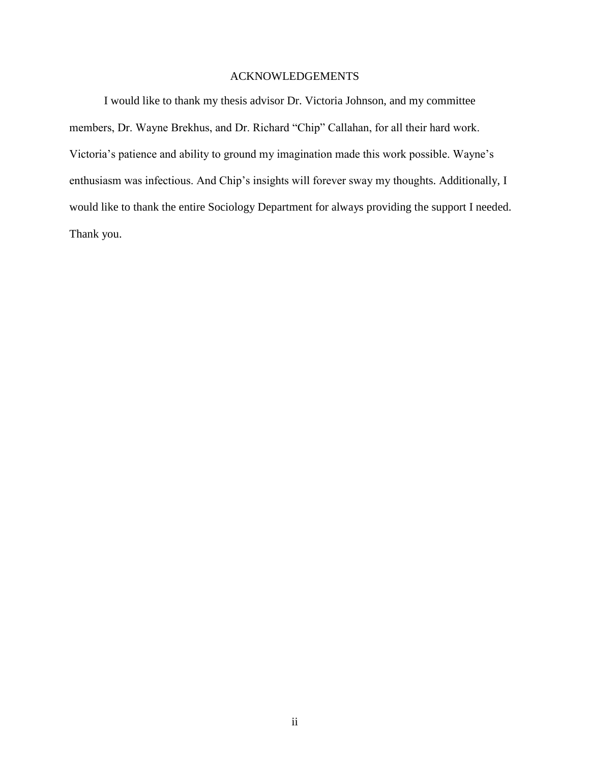# ACKNOWLEDGEMENTS

I would like to thank my thesis advisor Dr. Victoria Johnson, and my committee members, Dr. Wayne Brekhus, and Dr. Richard “Chip” Callahan, for all their hard work. Victoria’s patience and ability to ground my imagination made this work possible. Wayne’s enthusiasm was infectious. And Chip’s insights will forever sway my thoughts. Additionally, I would like to thank the entire Sociology Department for always providing the support I needed. Thank you.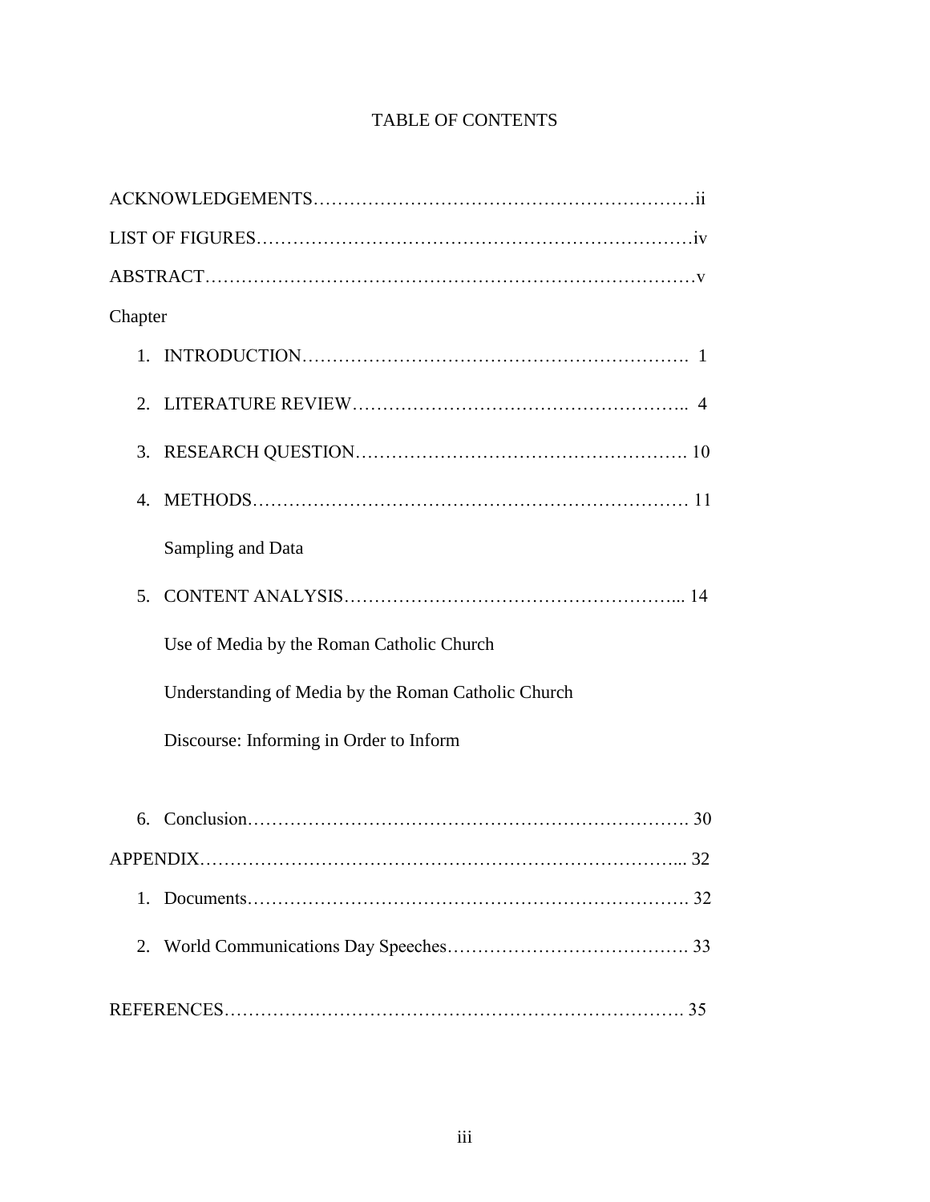# TABLE OF CONTENTS

ACKNOWLEDGEMENTS……………………………………………………….ii

LIST OF FIGURES…………………………………………………………….iv

ABSTRACT……………………………………………………………………v

Chapter

1. INTRODUCTION………………………………………………………. 1
2. LITERATURE REVIEW……………………………………………….. 4
3. RESEARCH QUESTION………………………………………………. 10
4. METHODS……………………………………………………………… 11

   Sampling and Data

5. CONTENT ANALYSIS………………………………………………... 14

   Use of Media by the Roman Catholic Church

   Understanding of Media by the Roman Catholic Church

   Discourse: Informing in Order to Inform

6. Conclusion……………………………………………………………. 30

APPENDIX…………………………………………………………………... 32

1. Documents……………………………………………………………. 32
2. World Communications Day Speeches…………………………………. 33

REFERENCES………………………………………………………………. 35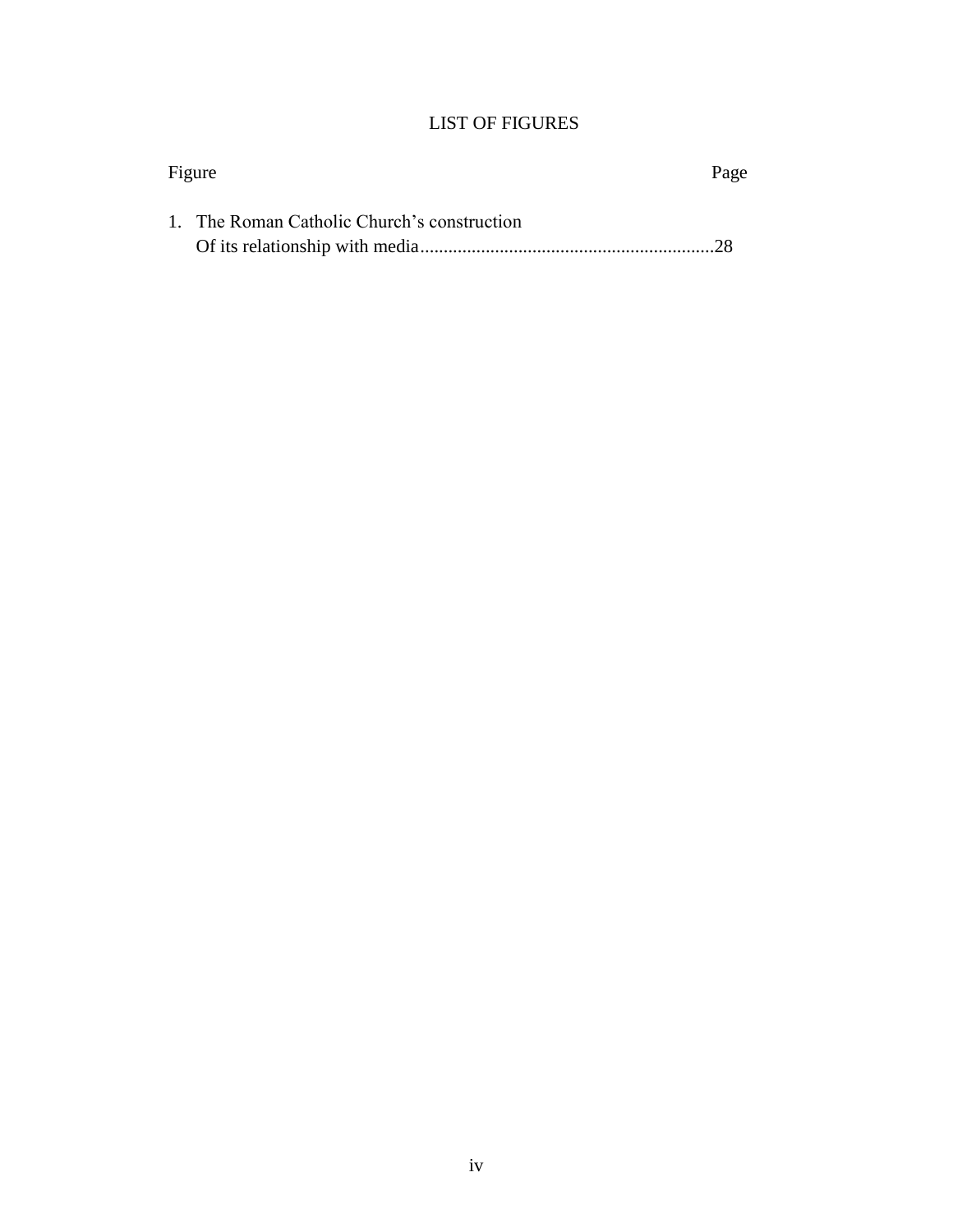# LIST OF FIGURES

Figure Page

1. The Roman Catholic Church's construction
   Of its relationship with media..............................................................28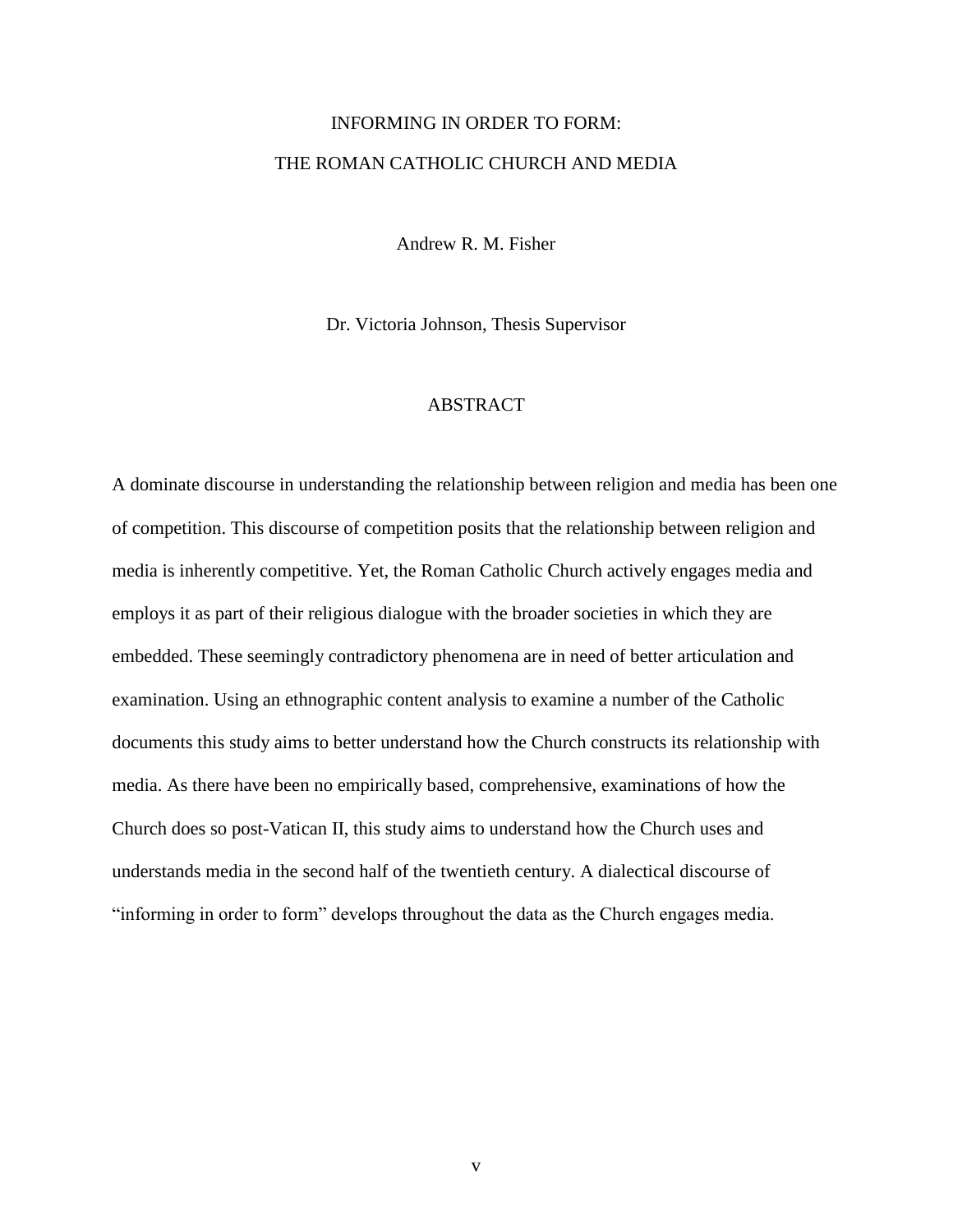# INFORMING IN ORDER TO FORM:
# THE ROMAN CATHOLIC CHURCH AND MEDIA

Andrew R. M. Fisher

Dr. Victoria Johnson, Thesis Supervisor

## ABSTRACT

A dominate discourse in understanding the relationship between religion and media has been one of competition. This discourse of competition posits that the relationship between religion and media is inherently competitive. Yet, the Roman Catholic Church actively engages media and employs it as part of their religious dialogue with the broader societies in which they are embedded. These seemingly contradictory phenomena are in need of better articulation and examination. Using an ethnographic content analysis to examine a number of the Catholic documents this study aims to better understand how the Church constructs its relationship with media. As there have been no empirically based, comprehensive, examinations of how the Church does so post-Vatican II, this study aims to understand how the Church uses and understands media in the second half of the twentieth century. A dialectical discourse of "informing in order to form" develops throughout the data as the Church engages media.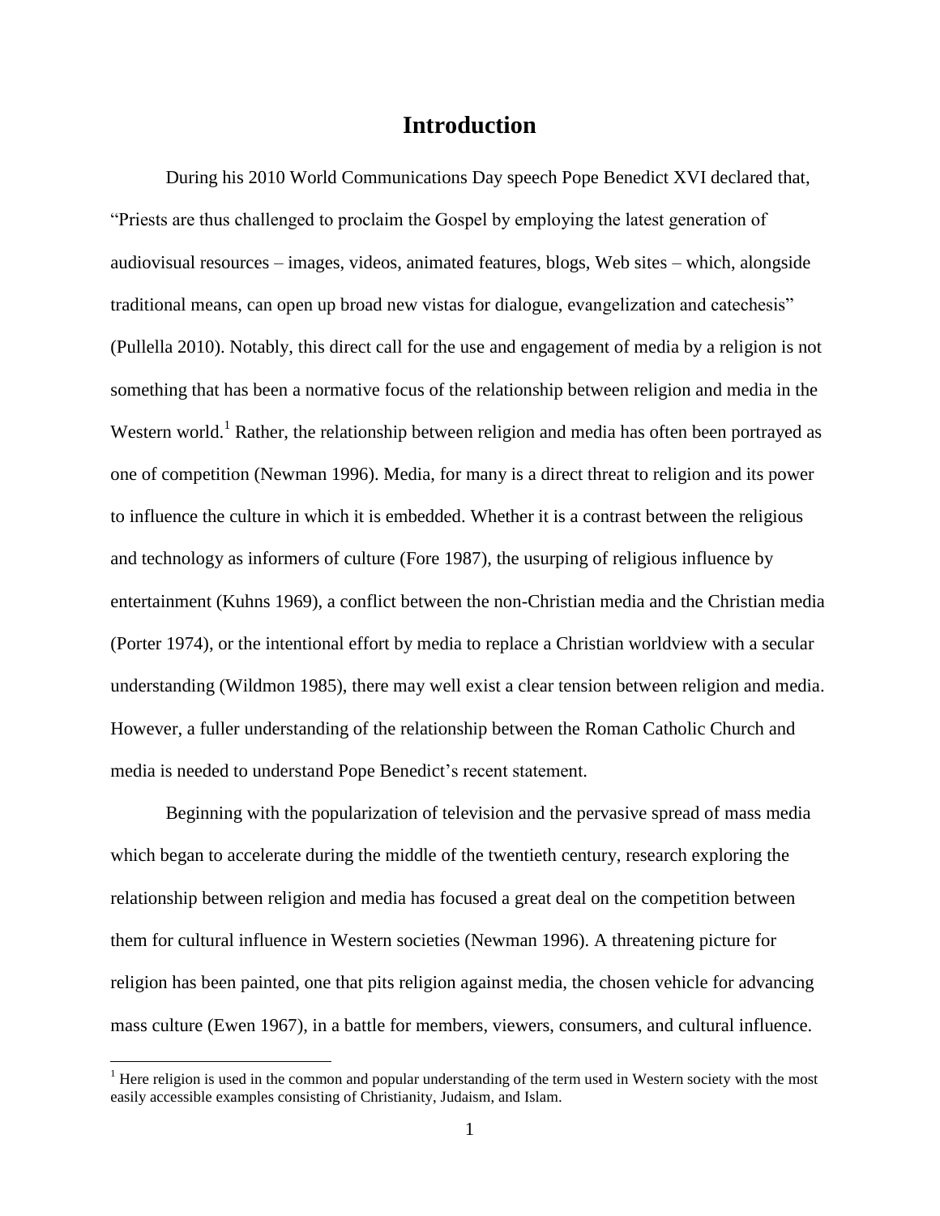# Introduction

During his 2010 World Communications Day speech Pope Benedict XVI declared that, "Priests are thus challenged to proclaim the Gospel by employing the latest generation of audiovisual resources – images, videos, animated features, blogs, Web sites – which, alongside traditional means, can open up broad new vistas for dialogue, evangelization and catechesis" (Pullella 2010). Notably, this direct call for the use and engagement of media by a religion is not something that has been a normative focus of the relationship between religion and media in the Western world.[1] Rather, the relationship between religion and media has often been portrayed as one of competition (Newman 1996). Media, for many is a direct threat to religion and its power to influence the culture in which it is embedded. Whether it is a contrast between the religious and technology as informers of culture (Fore 1987), the usurping of religious influence by entertainment (Kuhns 1969), a conflict between the non-Christian media and the Christian media (Porter 1974), or the intentional effort by media to replace a Christian worldview with a secular understanding (Wildmon 1985), there may well exist a clear tension between religion and media. However, a fuller understanding of the relationship between the Roman Catholic Church and media is needed to understand Pope Benedict's recent statement.

Beginning with the popularization of television and the pervasive spread of mass media which began to accelerate during the middle of the twentieth century, research exploring the relationship between religion and media has focused a great deal on the competition between them for cultural influence in Western societies (Newman 1996). A threatening picture for religion has been painted, one that pits religion against media, the chosen vehicle for advancing mass culture (Ewen 1967), in a battle for members, viewers, consumers, and cultural influence.

[1] Here religion is used in the common and popular understanding of the term used in Western society with the most easily accessible examples consisting of Christianity, Judaism, and Islam.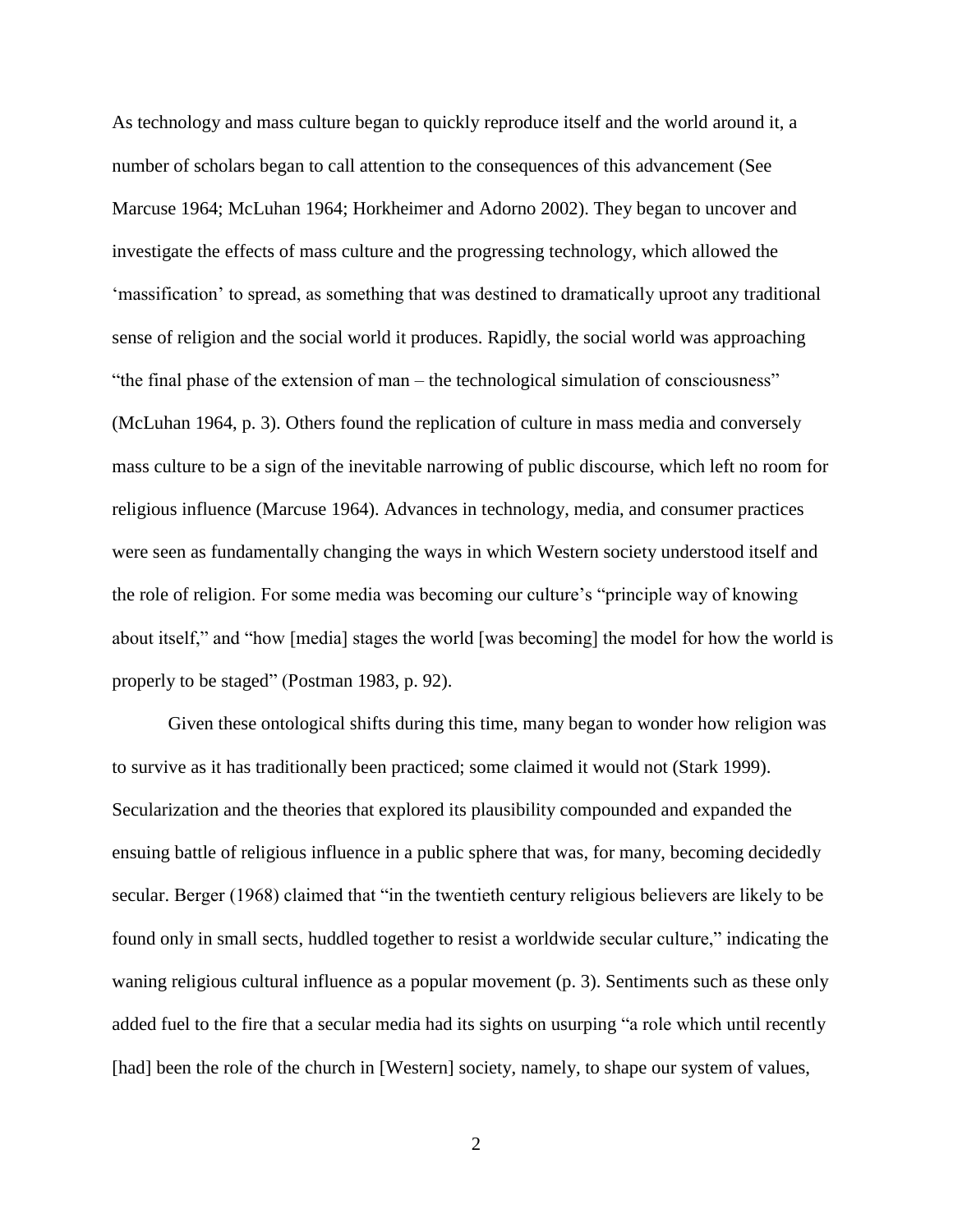As technology and mass culture began to quickly reproduce itself and the world around it, a number of scholars began to call attention to the consequences of this advancement (See Marcuse 1964; McLuhan 1964; Horkheimer and Adorno 2002). They began to uncover and investigate the effects of mass culture and the progressing technology, which allowed the 'massification' to spread, as something that was destined to dramatically uproot any traditional sense of religion and the social world it produces. Rapidly, the social world was approaching "the final phase of the extension of man – the technological simulation of consciousness" (McLuhan 1964, p. 3). Others found the replication of culture in mass media and conversely mass culture to be a sign of the inevitable narrowing of public discourse, which left no room for religious influence (Marcuse 1964). Advances in technology, media, and consumer practices were seen as fundamentally changing the ways in which Western society understood itself and the role of religion. For some media was becoming our culture's "principle way of knowing about itself," and "how [media] stages the world [was becoming] the model for how the world is properly to be staged" (Postman 1983, p. 92).

Given these ontological shifts during this time, many began to wonder how religion was to survive as it has traditionally been practiced; some claimed it would not (Stark 1999). Secularization and the theories that explored its plausibility compounded and expanded the ensuing battle of religious influence in a public sphere that was, for many, becoming decidedly secular. Berger (1968) claimed that "in the twentieth century religious believers are likely to be found only in small sects, huddled together to resist a worldwide secular culture," indicating the waning religious cultural influence as a popular movement (p. 3). Sentiments such as these only added fuel to the fire that a secular media had its sights on usurping "a role which until recently [had] been the role of the church in [Western] society, namely, to shape our system of values,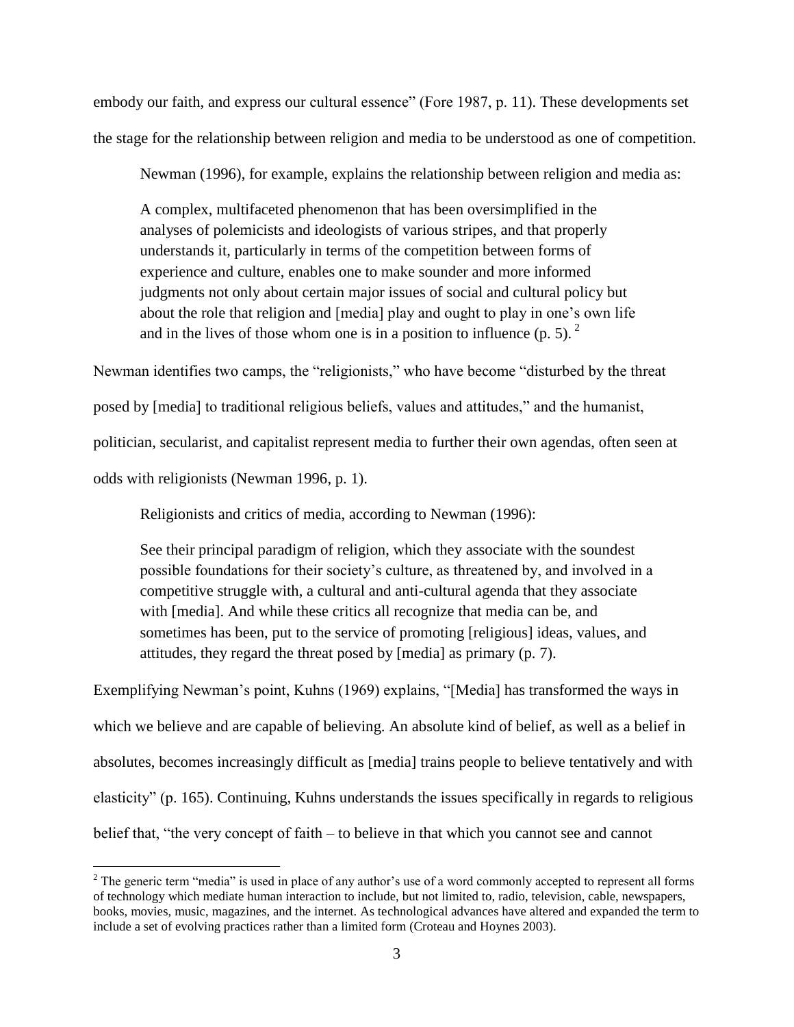embody our faith, and express our cultural essence" (Fore 1987, p. 11). These developments set the stage for the relationship between religion and media to be understood as one of competition.

Newman (1996), for example, explains the relationship between religion and media as:

> A complex, multifaceted phenomenon that has been oversimplified in the analyses of polemicists and ideologists of various stripes, and that properly understands it, particularly in terms of the competition between forms of experience and culture, enables one to make sounder and more informed judgments not only about certain major issues of social and cultural policy but about the role that religion and [media] play and ought to play in one's own life and in the lives of those whom one is in a position to influence (p. 5). [2]

Newman identifies two camps, the "religionists," who have become "disturbed by the threat posed by [media] to traditional religious beliefs, values and attitudes," and the humanist, politician, secularist, and capitalist represent media to further their own agendas, often seen at odds with religionists (Newman 1996, p. 1).

Religionists and critics of media, according to Newman (1996):

> See their principal paradigm of religion, which they associate with the soundest possible foundations for their society's culture, as threatened by, and involved in a competitive struggle with, a cultural and anti-cultural agenda that they associate with [media]. And while these critics all recognize that media can be, and sometimes has been, put to the service of promoting [religious] ideas, values, and attitudes, they regard the threat posed by [media] as primary (p. 7).

Exemplifying Newman's point, Kuhns (1969) explains, "[Media] has transformed the ways in which we believe and are capable of believing. An absolute kind of belief, as well as a belief in absolutes, becomes increasingly difficult as [media] trains people to believe tentatively and with elasticity" (p. 165). Continuing, Kuhns understands the issues specifically in regards to religious belief that, "the very concept of faith – to believe in that which you cannot see and cannot

---

[2] The generic term "media" is used in place of any author's use of a word commonly accepted to represent all forms of technology which mediate human interaction to include, but not limited to, radio, television, cable, newspapers, books, movies, music, magazines, and the internet. As technological advances have altered and expanded the term to include a set of evolving practices rather than a limited form (Croteau and Hoynes 2003).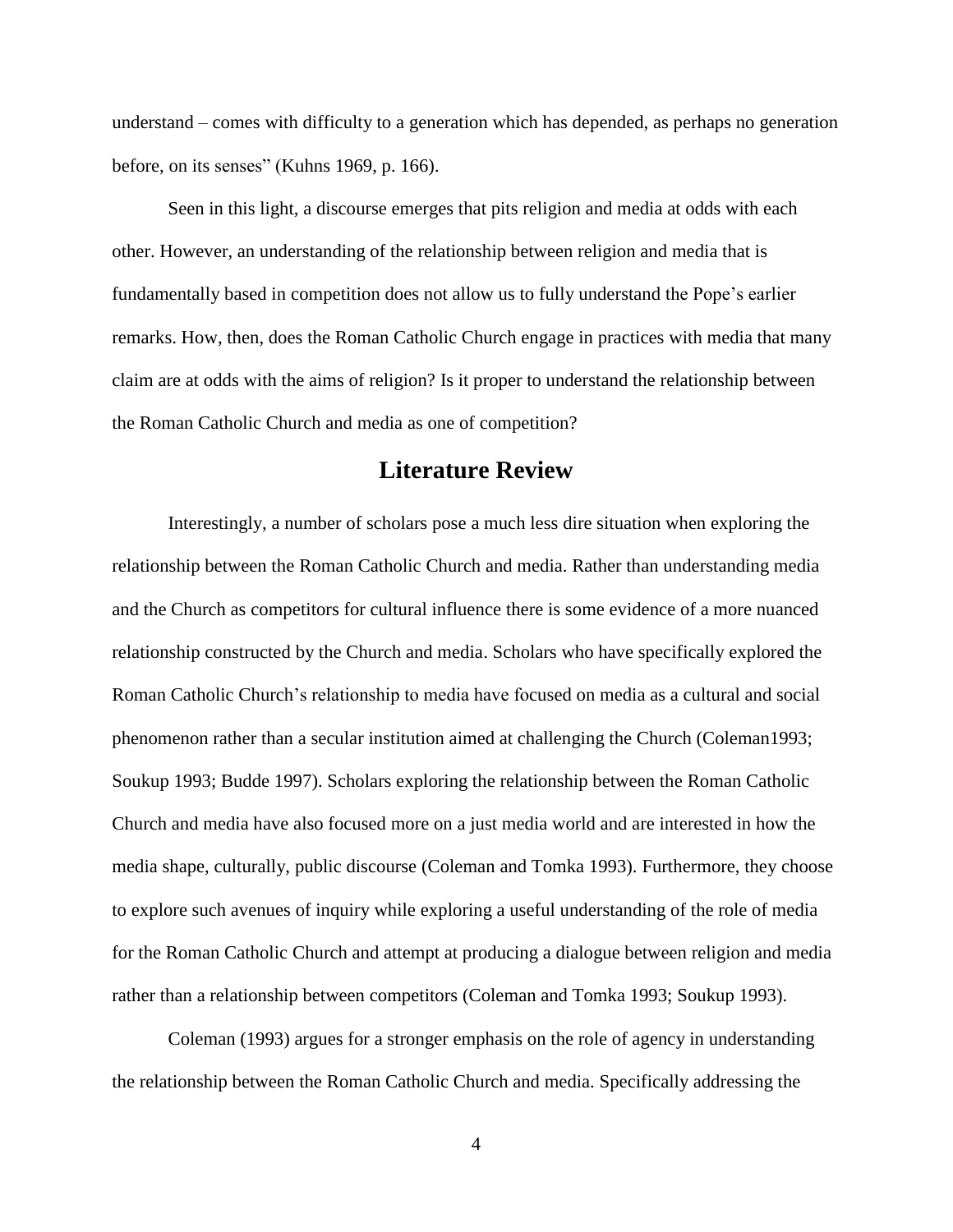understand – comes with difficulty to a generation which has depended, as perhaps no generation before, on its senses" (Kuhns 1969, p. 166).

Seen in this light, a discourse emerges that pits religion and media at odds with each other. However, an understanding of the relationship between religion and media that is fundamentally based in competition does not allow us to fully understand the Pope's earlier remarks. How, then, does the Roman Catholic Church engage in practices with media that many claim are at odds with the aims of religion? Is it proper to understand the relationship between the Roman Catholic Church and media as one of competition?

## Literature Review

Interestingly, a number of scholars pose a much less dire situation when exploring the relationship between the Roman Catholic Church and media. Rather than understanding media and the Church as competitors for cultural influence there is some evidence of a more nuanced relationship constructed by the Church and media. Scholars who have specifically explored the Roman Catholic Church's relationship to media have focused on media as a cultural and social phenomenon rather than a secular institution aimed at challenging the Church (Coleman1993; Soukup 1993; Budde 1997). Scholars exploring the relationship between the Roman Catholic Church and media have also focused more on a just media world and are interested in how the media shape, culturally, public discourse (Coleman and Tomka 1993). Furthermore, they choose to explore such avenues of inquiry while exploring a useful understanding of the role of media for the Roman Catholic Church and attempt at producing a dialogue between religion and media rather than a relationship between competitors (Coleman and Tomka 1993; Soukup 1993).

Coleman (1993) argues for a stronger emphasis on the role of agency in understanding the relationship between the Roman Catholic Church and media. Specifically addressing the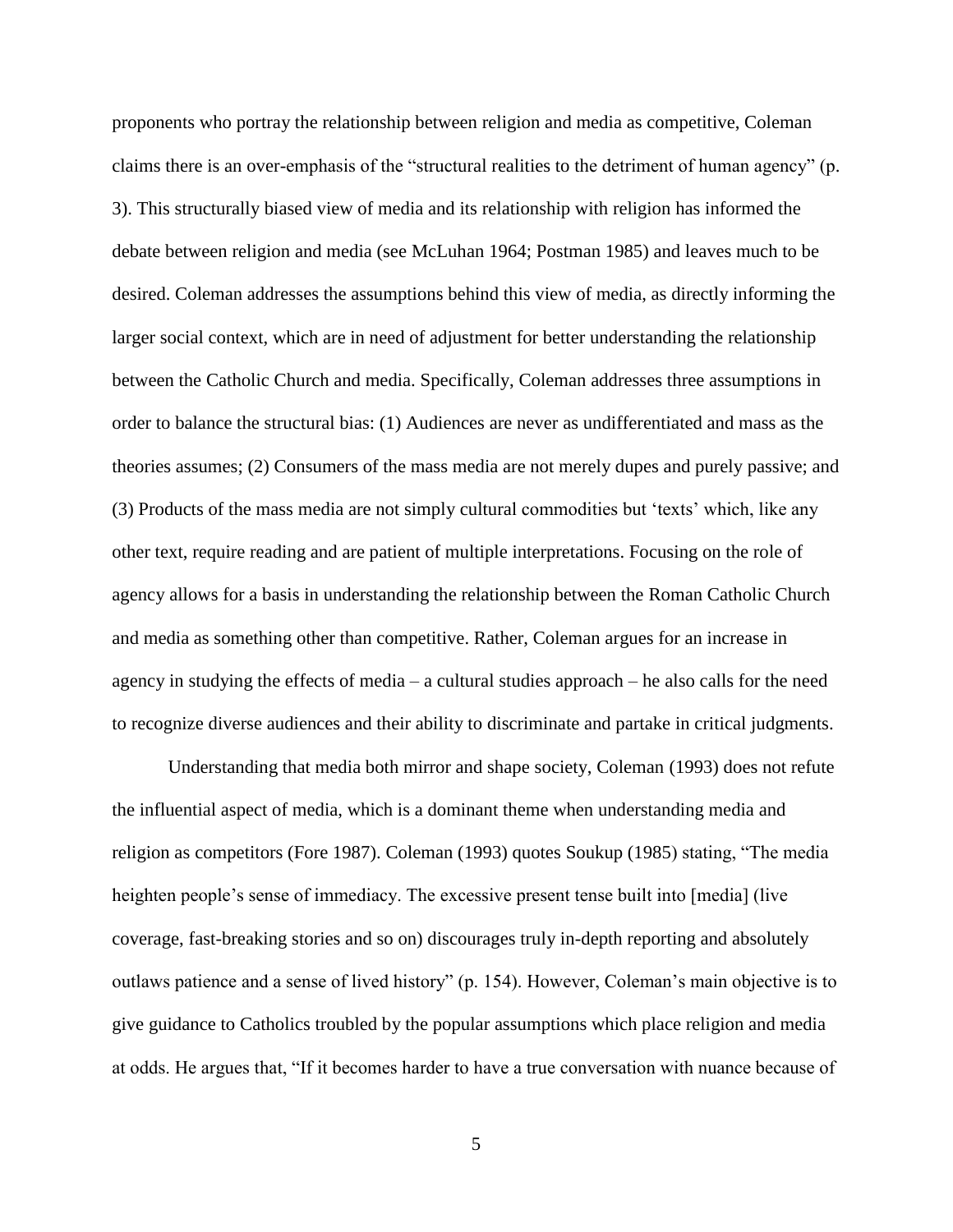proponents who portray the relationship between religion and media as competitive, Coleman claims there is an over-emphasis of the "structural realities to the detriment of human agency" (p. 3). This structurally biased view of media and its relationship with religion has informed the debate between religion and media (see McLuhan 1964; Postman 1985) and leaves much to be desired. Coleman addresses the assumptions behind this view of media, as directly informing the larger social context, which are in need of adjustment for better understanding the relationship between the Catholic Church and media. Specifically, Coleman addresses three assumptions in order to balance the structural bias: (1) Audiences are never as undifferentiated and mass as the theories assumes; (2) Consumers of the mass media are not merely dupes and purely passive; and (3) Products of the mass media are not simply cultural commodities but 'texts' which, like any other text, require reading and are patient of multiple interpretations. Focusing on the role of agency allows for a basis in understanding the relationship between the Roman Catholic Church and media as something other than competitive. Rather, Coleman argues for an increase in agency in studying the effects of media – a cultural studies approach – he also calls for the need to recognize diverse audiences and their ability to discriminate and partake in critical judgments.

Understanding that media both mirror and shape society, Coleman (1993) does not refute the influential aspect of media, which is a dominant theme when understanding media and religion as competitors (Fore 1987). Coleman (1993) quotes Soukup (1985) stating, "The media heighten people's sense of immediacy. The excessive present tense built into [media] (live coverage, fast-breaking stories and so on) discourages truly in-depth reporting and absolutely outlaws patience and a sense of lived history" (p. 154). However, Coleman's main objective is to give guidance to Catholics troubled by the popular assumptions which place religion and media at odds. He argues that, "If it becomes harder to have a true conversation with nuance because of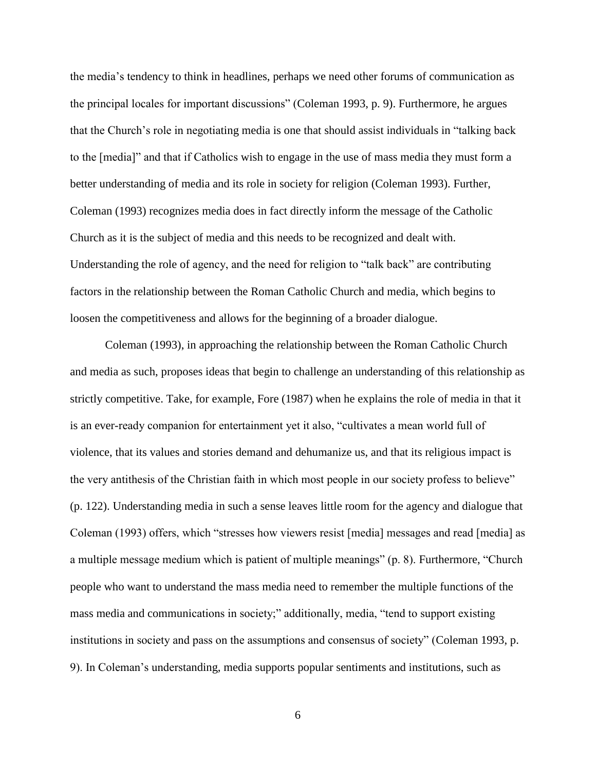the media's tendency to think in headlines, perhaps we need other forums of communication as the principal locales for important discussions" (Coleman 1993, p. 9). Furthermore, he argues that the Church's role in negotiating media is one that should assist individuals in "talking back to the [media]" and that if Catholics wish to engage in the use of mass media they must form a better understanding of media and its role in society for religion (Coleman 1993). Further, Coleman (1993) recognizes media does in fact directly inform the message of the Catholic Church as it is the subject of media and this needs to be recognized and dealt with. Understanding the role of agency, and the need for religion to "talk back" are contributing factors in the relationship between the Roman Catholic Church and media, which begins to loosen the competitiveness and allows for the beginning of a broader dialogue.

Coleman (1993), in approaching the relationship between the Roman Catholic Church and media as such, proposes ideas that begin to challenge an understanding of this relationship as strictly competitive. Take, for example, Fore (1987) when he explains the role of media in that it is an ever-ready companion for entertainment yet it also, "cultivates a mean world full of violence, that its values and stories demand and dehumanize us, and that its religious impact is the very antithesis of the Christian faith in which most people in our society profess to believe" (p. 122). Understanding media in such a sense leaves little room for the agency and dialogue that Coleman (1993) offers, which "stresses how viewers resist [media] messages and read [media] as a multiple message medium which is patient of multiple meanings" (p. 8). Furthermore, "Church people who want to understand the mass media need to remember the multiple functions of the mass media and communications in society;" additionally, media, "tend to support existing institutions in society and pass on the assumptions and consensus of society" (Coleman 1993, p. 9). In Coleman's understanding, media supports popular sentiments and institutions, such as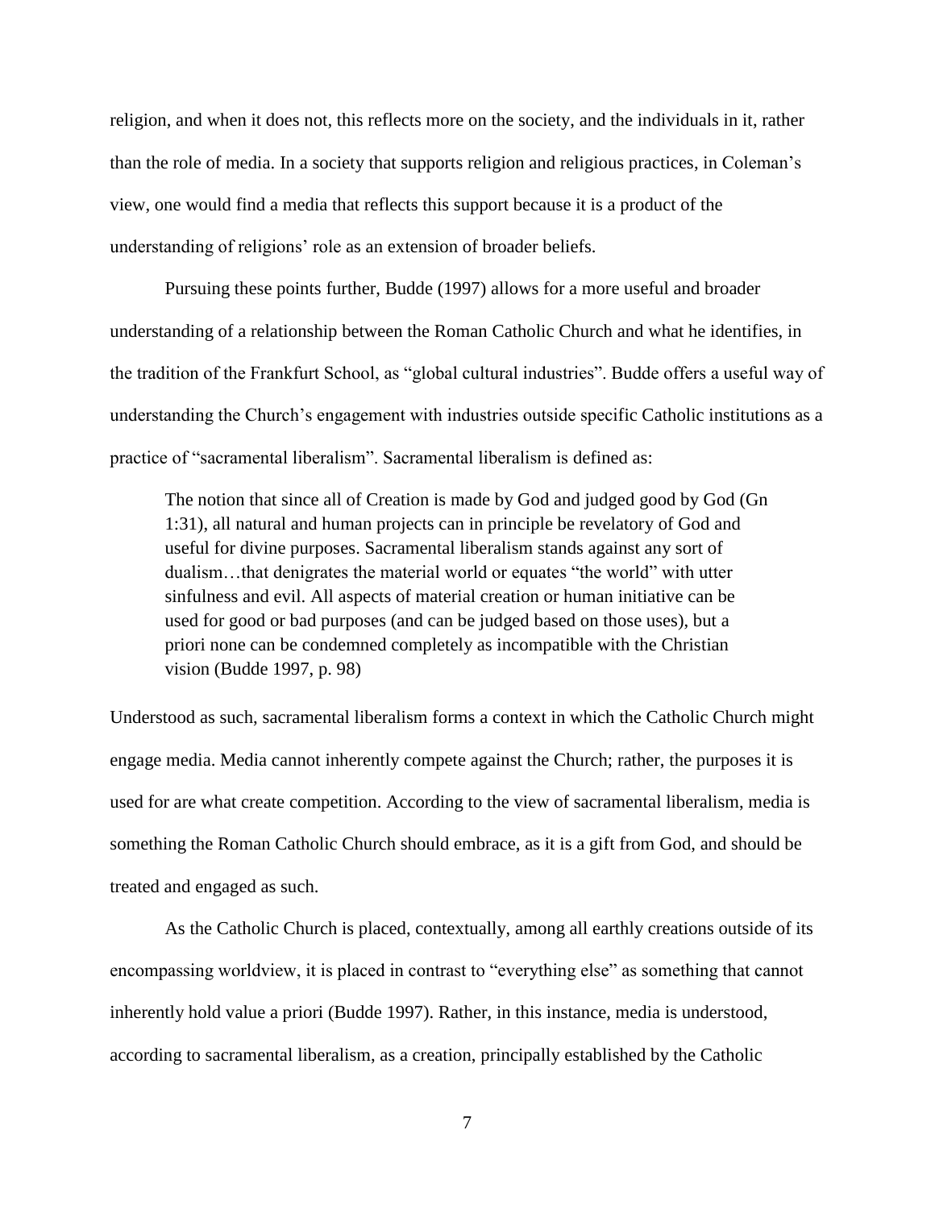religion, and when it does not, this reflects more on the society, and the individuals in it, rather than the role of media. In a society that supports religion and religious practices, in Coleman's view, one would find a media that reflects this support because it is a product of the understanding of religions' role as an extension of broader beliefs.

Pursuing these points further, Budde (1997) allows for a more useful and broader understanding of a relationship between the Roman Catholic Church and what he identifies, in the tradition of the Frankfurt School, as "global cultural industries". Budde offers a useful way of understanding the Church's engagement with industries outside specific Catholic institutions as a practice of "sacramental liberalism". Sacramental liberalism is defined as:

> The notion that since all of Creation is made by God and judged good by God (Gn 1:31), all natural and human projects can in principle be revelatory of God and useful for divine purposes. Sacramental liberalism stands against any sort of dualism…that denigrates the material world or equates "the world" with utter sinfulness and evil. All aspects of material creation or human initiative can be used for good or bad purposes (and can be judged based on those uses), but a priori none can be condemned completely as incompatible with the Christian vision (Budde 1997, p. 98)

Understood as such, sacramental liberalism forms a context in which the Catholic Church might engage media. Media cannot inherently compete against the Church; rather, the purposes it is used for are what create competition. According to the view of sacramental liberalism, media is something the Roman Catholic Church should embrace, as it is a gift from God, and should be treated and engaged as such.

As the Catholic Church is placed, contextually, among all earthly creations outside of its encompassing worldview, it is placed in contrast to "everything else" as something that cannot inherently hold value a priori (Budde 1997). Rather, in this instance, media is understood, according to sacramental liberalism, as a creation, principally established by the Catholic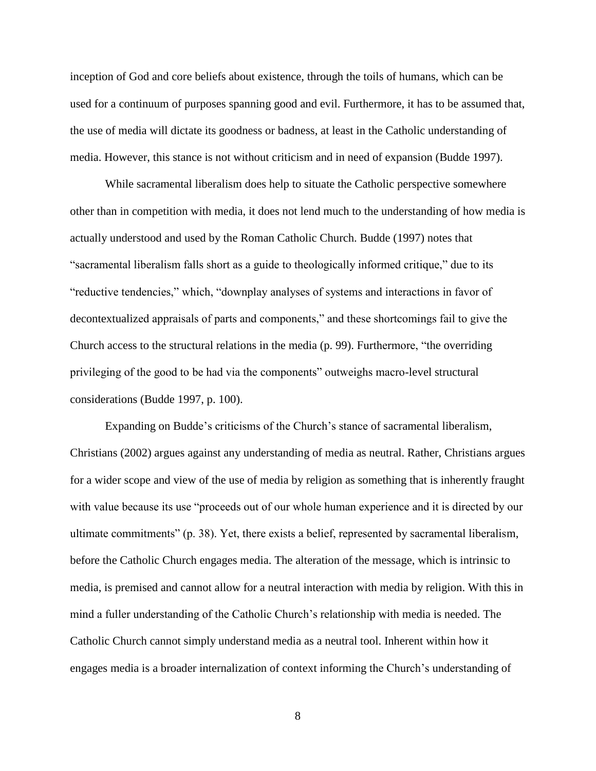inception of God and core beliefs about existence, through the toils of humans, which can be used for a continuum of purposes spanning good and evil. Furthermore, it has to be assumed that, the use of media will dictate its goodness or badness, at least in the Catholic understanding of media. However, this stance is not without criticism and in need of expansion (Budde 1997).

While sacramental liberalism does help to situate the Catholic perspective somewhere other than in competition with media, it does not lend much to the understanding of how media is actually understood and used by the Roman Catholic Church. Budde (1997) notes that "sacramental liberalism falls short as a guide to theologically informed critique," due to its "reductive tendencies," which, "downplay analyses of systems and interactions in favor of decontextualized appraisals of parts and components," and these shortcomings fail to give the Church access to the structural relations in the media (p. 99). Furthermore, "the overriding privileging of the good to be had via the components" outweighs macro-level structural considerations (Budde 1997, p. 100).

Expanding on Budde's criticisms of the Church's stance of sacramental liberalism, Christians (2002) argues against any understanding of media as neutral. Rather, Christians argues for a wider scope and view of the use of media by religion as something that is inherently fraught with value because its use "proceeds out of our whole human experience and it is directed by our ultimate commitments" (p. 38). Yet, there exists a belief, represented by sacramental liberalism, before the Catholic Church engages media. The alteration of the message, which is intrinsic to media, is premised and cannot allow for a neutral interaction with media by religion. With this in mind a fuller understanding of the Catholic Church's relationship with media is needed. The Catholic Church cannot simply understand media as a neutral tool. Inherent within how it engages media is a broader internalization of context informing the Church's understanding of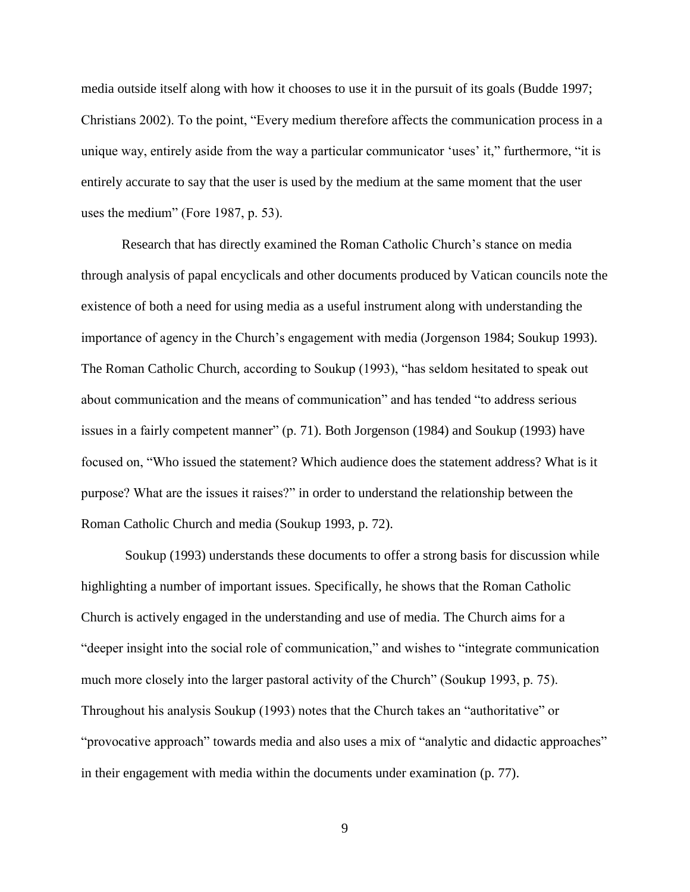media outside itself along with how it chooses to use it in the pursuit of its goals (Budde 1997; Christians 2002). To the point, "Every medium therefore affects the communication process in a unique way, entirely aside from the way a particular communicator 'uses' it," furthermore, "it is entirely accurate to say that the user is used by the medium at the same moment that the user uses the medium" (Fore 1987, p. 53).

Research that has directly examined the Roman Catholic Church's stance on media through analysis of papal encyclicals and other documents produced by Vatican councils note the existence of both a need for using media as a useful instrument along with understanding the importance of agency in the Church's engagement with media (Jorgenson 1984; Soukup 1993). The Roman Catholic Church, according to Soukup (1993), "has seldom hesitated to speak out about communication and the means of communication" and has tended "to address serious issues in a fairly competent manner" (p. 71). Both Jorgenson (1984) and Soukup (1993) have focused on, "Who issued the statement? Which audience does the statement address? What is it purpose? What are the issues it raises?" in order to understand the relationship between the Roman Catholic Church and media (Soukup 1993, p. 72).

Soukup (1993) understands these documents to offer a strong basis for discussion while highlighting a number of important issues. Specifically, he shows that the Roman Catholic Church is actively engaged in the understanding and use of media. The Church aims for a "deeper insight into the social role of communication," and wishes to "integrate communication much more closely into the larger pastoral activity of the Church" (Soukup 1993, p. 75). Throughout his analysis Soukup (1993) notes that the Church takes an "authoritative" or "provocative approach" towards media and also uses a mix of "analytic and didactic approaches" in their engagement with media within the documents under examination (p. 77).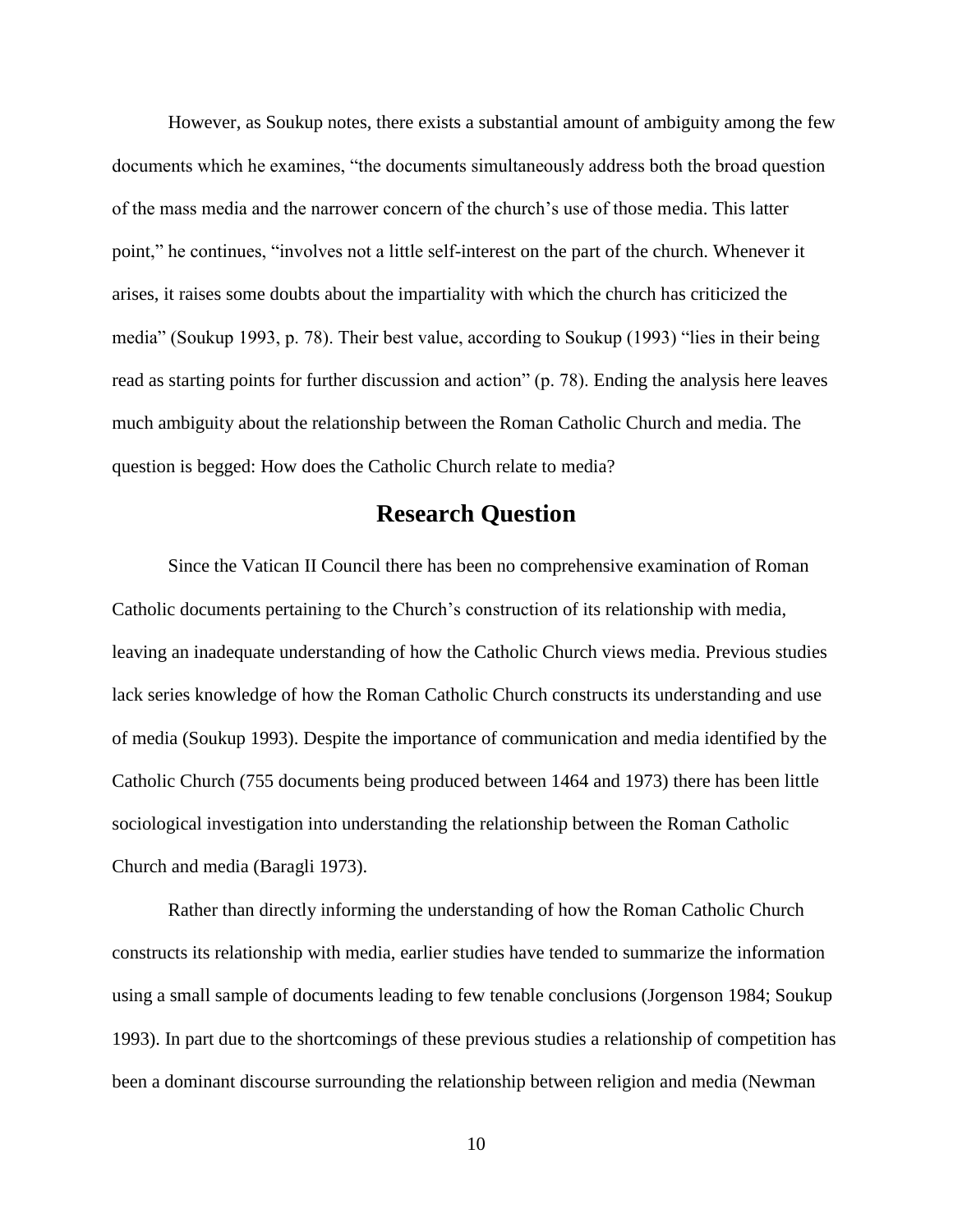However, as Soukup notes, there exists a substantial amount of ambiguity among the few documents which he examines, "the documents simultaneously address both the broad question of the mass media and the narrower concern of the church's use of those media. This latter point," he continues, "involves not a little self-interest on the part of the church. Whenever it arises, it raises some doubts about the impartiality with which the church has criticized the media" (Soukup 1993, p. 78). Their best value, according to Soukup (1993) "lies in their being read as starting points for further discussion and action" (p. 78). Ending the analysis here leaves much ambiguity about the relationship between the Roman Catholic Church and media. The question is begged: How does the Catholic Church relate to media?

## Research Question

Since the Vatican II Council there has been no comprehensive examination of Roman Catholic documents pertaining to the Church's construction of its relationship with media, leaving an inadequate understanding of how the Catholic Church views media. Previous studies lack series knowledge of how the Roman Catholic Church constructs its understanding and use of media (Soukup 1993). Despite the importance of communication and media identified by the Catholic Church (755 documents being produced between 1464 and 1973) there has been little sociological investigation into understanding the relationship between the Roman Catholic Church and media (Baragli 1973).

Rather than directly informing the understanding of how the Roman Catholic Church constructs its relationship with media, earlier studies have tended to summarize the information using a small sample of documents leading to few tenable conclusions (Jorgenson 1984; Soukup 1993). In part due to the shortcomings of these previous studies a relationship of competition has been a dominant discourse surrounding the relationship between religion and media (Newman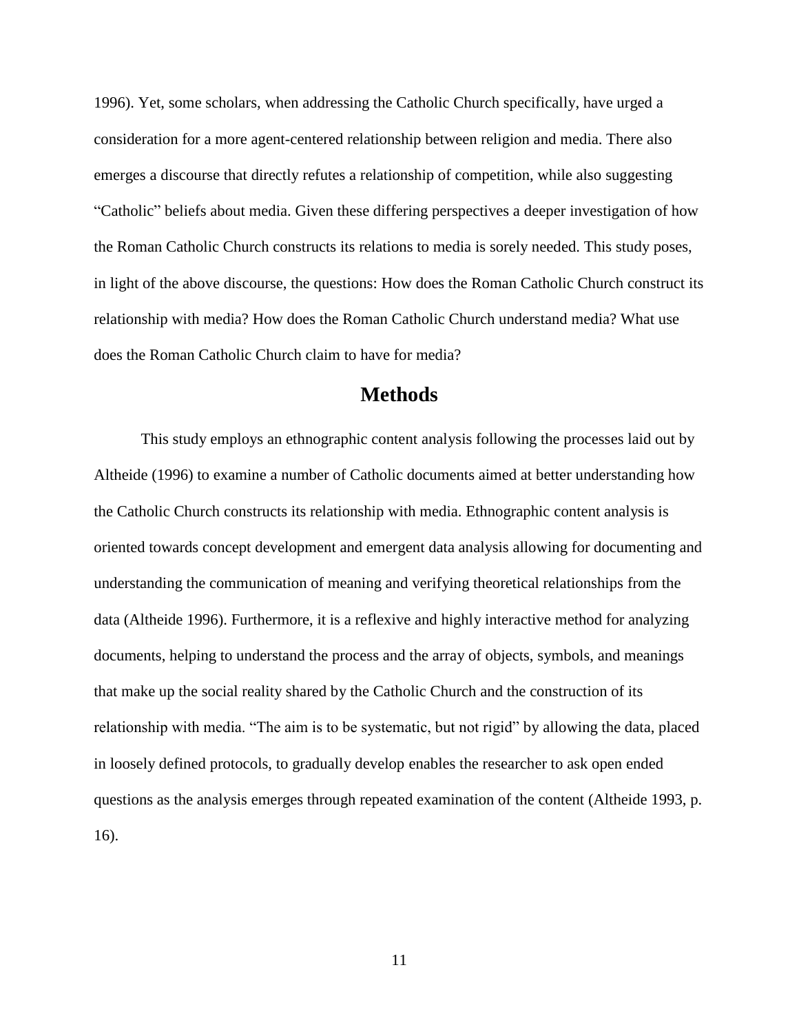1996). Yet, some scholars, when addressing the Catholic Church specifically, have urged a consideration for a more agent-centered relationship between religion and media. There also emerges a discourse that directly refutes a relationship of competition, while also suggesting "Catholic" beliefs about media. Given these differing perspectives a deeper investigation of how the Roman Catholic Church constructs its relations to media is sorely needed. This study poses, in light of the above discourse, the questions: How does the Roman Catholic Church construct its relationship with media? How does the Roman Catholic Church understand media? What use does the Roman Catholic Church claim to have for media?

## Methods

This study employs an ethnographic content analysis following the processes laid out by Altheide (1996) to examine a number of Catholic documents aimed at better understanding how the Catholic Church constructs its relationship with media. Ethnographic content analysis is oriented towards concept development and emergent data analysis allowing for documenting and understanding the communication of meaning and verifying theoretical relationships from the data (Altheide 1996). Furthermore, it is a reflexive and highly interactive method for analyzing documents, helping to understand the process and the array of objects, symbols, and meanings that make up the social reality shared by the Catholic Church and the construction of its relationship with media. "The aim is to be systematic, but not rigid" by allowing the data, placed in loosely defined protocols, to gradually develop enables the researcher to ask open ended questions as the analysis emerges through repeated examination of the content (Altheide 1993, p. 16).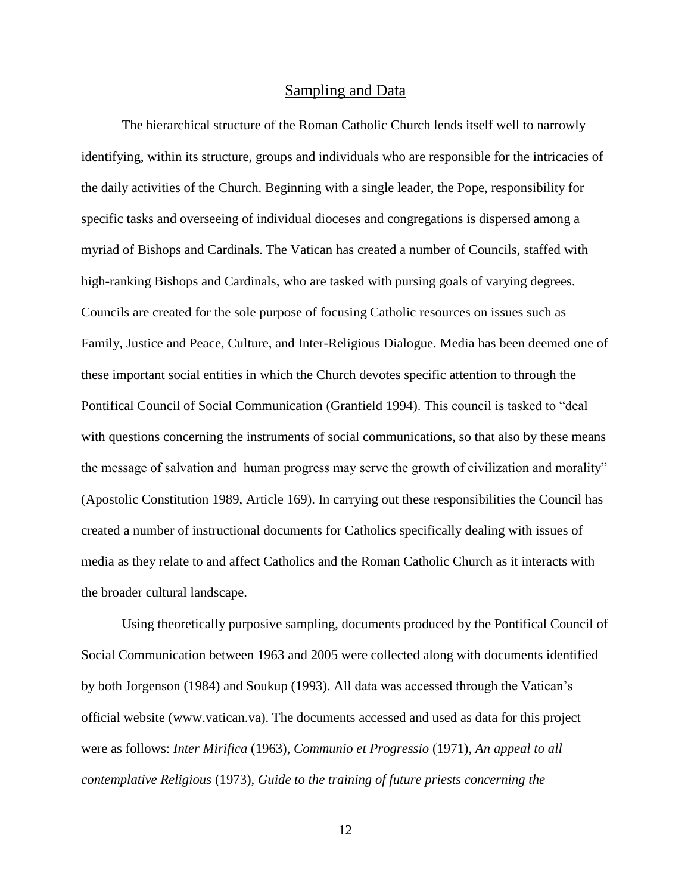## Sampling and Data

The hierarchical structure of the Roman Catholic Church lends itself well to narrowly identifying, within its structure, groups and individuals who are responsible for the intricacies of the daily activities of the Church. Beginning with a single leader, the Pope, responsibility for specific tasks and overseeing of individual dioceses and congregations is dispersed among a myriad of Bishops and Cardinals. The Vatican has created a number of Councils, staffed with high-ranking Bishops and Cardinals, who are tasked with pursing goals of varying degrees. Councils are created for the sole purpose of focusing Catholic resources on issues such as Family, Justice and Peace, Culture, and Inter-Religious Dialogue. Media has been deemed one of these important social entities in which the Church devotes specific attention to through the Pontifical Council of Social Communication (Granfield 1994). This council is tasked to "deal with questions concerning the instruments of social communications, so that also by these means the message of salvation and human progress may serve the growth of civilization and morality" (Apostolic Constitution 1989, Article 169). In carrying out these responsibilities the Council has created a number of instructional documents for Catholics specifically dealing with issues of media as they relate to and affect Catholics and the Roman Catholic Church as it interacts with the broader cultural landscape.

Using theoretically purposive sampling, documents produced by the Pontifical Council of Social Communication between 1963 and 2005 were collected along with documents identified by both Jorgenson (1984) and Soukup (1993). All data was accessed through the Vatican's official website (www.vatican.va). The documents accessed and used as data for this project were as follows: *Inter Mirifica* (1963), *Communio et Progressio* (1971), *An appeal to all contemplative Religious* (1973), *Guide to the training of future priests concerning the*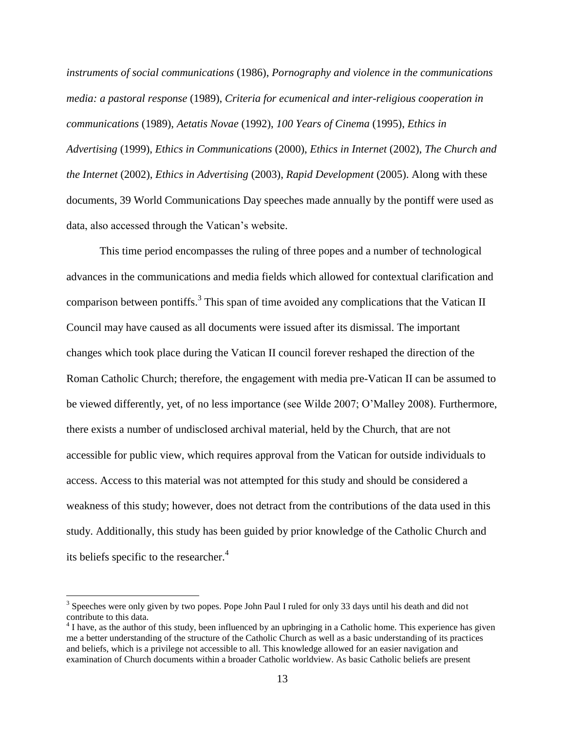*instruments of social communications* (1986), *Pornography and violence in the communications media: a pastoral response* (1989), *Criteria for ecumenical and inter-religious cooperation in communications* (1989), *Aetatis Novae* (1992), *100 Years of Cinema* (1995), *Ethics in Advertising* (1999), *Ethics in Communications* (2000), *Ethics in Internet* (2002), *The Church and the Internet* (2002), *Ethics in Advertising* (2003), *Rapid Development* (2005). Along with these documents, 39 World Communications Day speeches made annually by the pontiff were used as data, also accessed through the Vatican's website.

This time period encompasses the ruling of three popes and a number of technological advances in the communications and media fields which allowed for contextual clarification and comparison between pontiffs.[3] This span of time avoided any complications that the Vatican II Council may have caused as all documents were issued after its dismissal. The important changes which took place during the Vatican II council forever reshaped the direction of the Roman Catholic Church; therefore, the engagement with media pre-Vatican II can be assumed to be viewed differently, yet, of no less importance (see Wilde 2007; O'Malley 2008). Furthermore, there exists a number of undisclosed archival material, held by the Church, that are not accessible for public view, which requires approval from the Vatican for outside individuals to access. Access to this material was not attempted for this study and should be considered a weakness of this study; however, does not detract from the contributions of the data used in this study. Additionally, this study has been guided by prior knowledge of the Catholic Church and its beliefs specific to the researcher.[4]

---

[3] Speeches were only given by two popes. Pope John Paul I ruled for only 33 days until his death and did not contribute to this data.

[4] I have, as the author of this study, been influenced by an upbringing in a Catholic home. This experience has given me a better understanding of the structure of the Catholic Church as well as a basic understanding of its practices and beliefs, which is a privilege not accessible to all. This knowledge allowed for an easier navigation and examination of Church documents within a broader Catholic worldview. As basic Catholic beliefs are present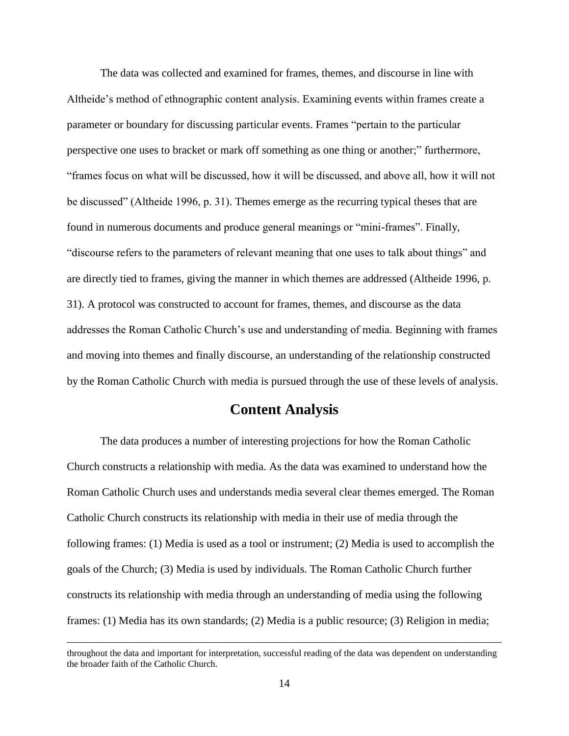The data was collected and examined for frames, themes, and discourse in line with Altheide's method of ethnographic content analysis. Examining events within frames create a parameter or boundary for discussing particular events. Frames "pertain to the particular perspective one uses to bracket or mark off something as one thing or another;" furthermore, "frames focus on what will be discussed, how it will be discussed, and above all, how it will not be discussed" (Altheide 1996, p. 31). Themes emerge as the recurring typical theses that are found in numerous documents and produce general meanings or "mini-frames". Finally, "discourse refers to the parameters of relevant meaning that one uses to talk about things" and are directly tied to frames, giving the manner in which themes are addressed (Altheide 1996, p. 31). A protocol was constructed to account for frames, themes, and discourse as the data addresses the Roman Catholic Church's use and understanding of media. Beginning with frames and moving into themes and finally discourse, an understanding of the relationship constructed by the Roman Catholic Church with media is pursued through the use of these levels of analysis.

## Content Analysis

The data produces a number of interesting projections for how the Roman Catholic Church constructs a relationship with media. As the data was examined to understand how the Roman Catholic Church uses and understands media several clear themes emerged. The Roman Catholic Church constructs its relationship with media in their use of media through the following frames: (1) Media is used as a tool or instrument; (2) Media is used to accomplish the goals of the Church; (3) Media is used by individuals. The Roman Catholic Church further constructs its relationship with media through an understanding of media using the following frames: (1) Media has its own standards; (2) Media is a public resource; (3) Religion in media;

---

throughout the data and important for interpretation, successful reading of the data was dependent on understanding the broader faith of the Catholic Church.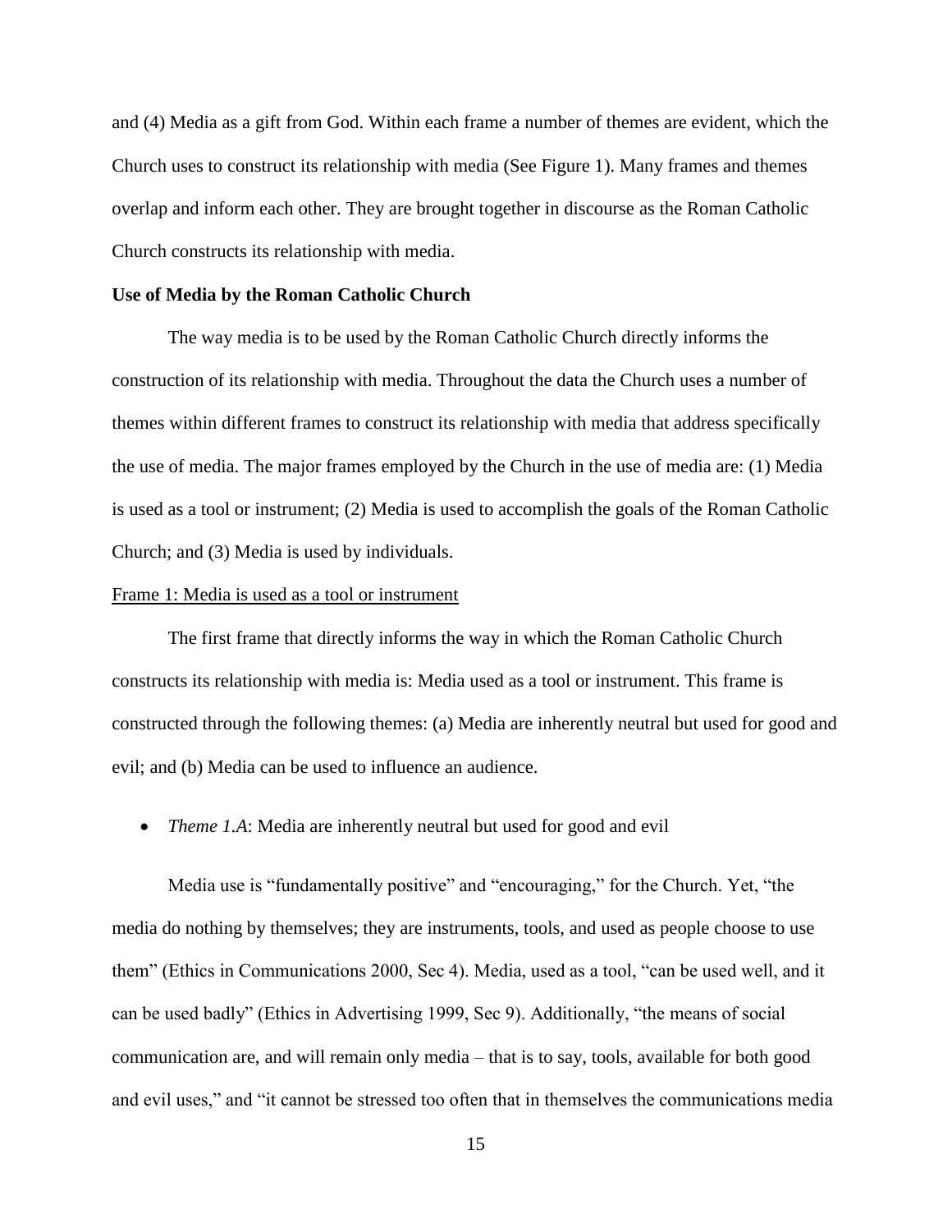and (4) Media as a gift from God. Within each frame a number of themes are evident, which the Church uses to construct its relationship with media (See Figure 1). Many frames and themes overlap and inform each other. They are brought together in discourse as the Roman Catholic Church constructs its relationship with media.

**Use of Media by the Roman Catholic Church**

The way media is to be used by the Roman Catholic Church directly informs the construction of its relationship with media. Throughout the data the Church uses a number of themes within different frames to construct its relationship with media that address specifically the use of media. The major frames employed by the Church in the use of media are: (1) Media is used as a tool or instrument; (2) Media is used to accomplish the goals of the Roman Catholic Church; and (3) Media is used by individuals.

<u>Frame 1: Media is used as a tool or instrument</u>

The first frame that directly informs the way in which the Roman Catholic Church constructs its relationship with media is: Media used as a tool or instrument. This frame is constructed through the following themes: (a) Media are inherently neutral but used for good and evil; and (b) Media can be used to influence an audience.

- *Theme 1.A*: Media are inherently neutral but used for good and evil

Media use is "fundamentally positive" and "encouraging," for the Church. Yet, "the media do nothing by themselves; they are instruments, tools, and used as people choose to use them" (Ethics in Communications 2000, Sec 4). Media, used as a tool, "can be used well, and it can be used badly" (Ethics in Advertising 1999, Sec 9). Additionally, "the means of social communication are, and will remain only media – that is to say, tools, available for both good and evil uses," and "it cannot be stressed too often that in themselves the communications media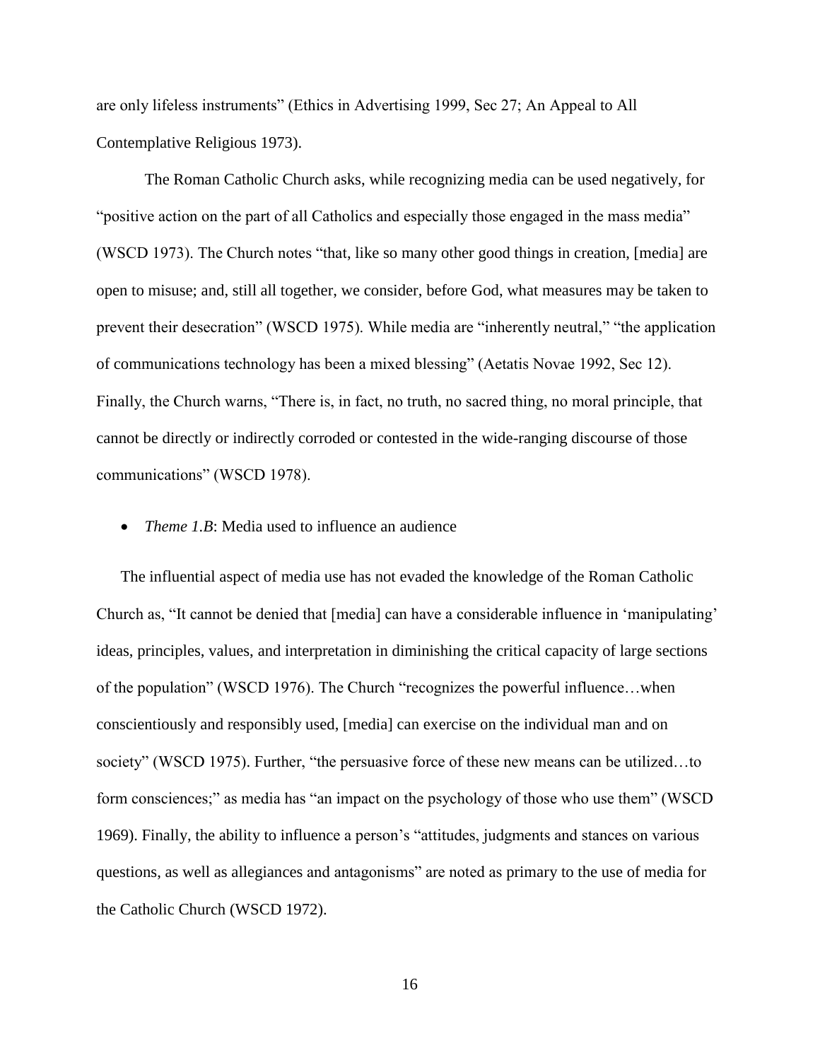are only lifeless instruments" (Ethics in Advertising 1999, Sec 27; An Appeal to All Contemplative Religious 1973).

The Roman Catholic Church asks, while recognizing media can be used negatively, for "positive action on the part of all Catholics and especially those engaged in the mass media" (WSCD 1973). The Church notes "that, like so many other good things in creation, [media] are open to misuse; and, still all together, we consider, before God, what measures may be taken to prevent their desecration" (WSCD 1975). While media are "inherently neutral," "the application of communications technology has been a mixed blessing" (Aetatis Novae 1992, Sec 12). Finally, the Church warns, "There is, in fact, no truth, no sacred thing, no moral principle, that cannot be directly or indirectly corroded or contested in the wide-ranging discourse of those communications" (WSCD 1978).

- *Theme 1.B*: Media used to influence an audience

The influential aspect of media use has not evaded the knowledge of the Roman Catholic Church as, "It cannot be denied that [media] can have a considerable influence in 'manipulating' ideas, principles, values, and interpretation in diminishing the critical capacity of large sections of the population" (WSCD 1976). The Church "recognizes the powerful influence…when conscientiously and responsibly used, [media] can exercise on the individual man and on society" (WSCD 1975). Further, "the persuasive force of these new means can be utilized…to form consciences;" as media has "an impact on the psychology of those who use them" (WSCD 1969). Finally, the ability to influence a person's "attitudes, judgments and stances on various questions, as well as allegiances and antagonisms" are noted as primary to the use of media for the Catholic Church (WSCD 1972).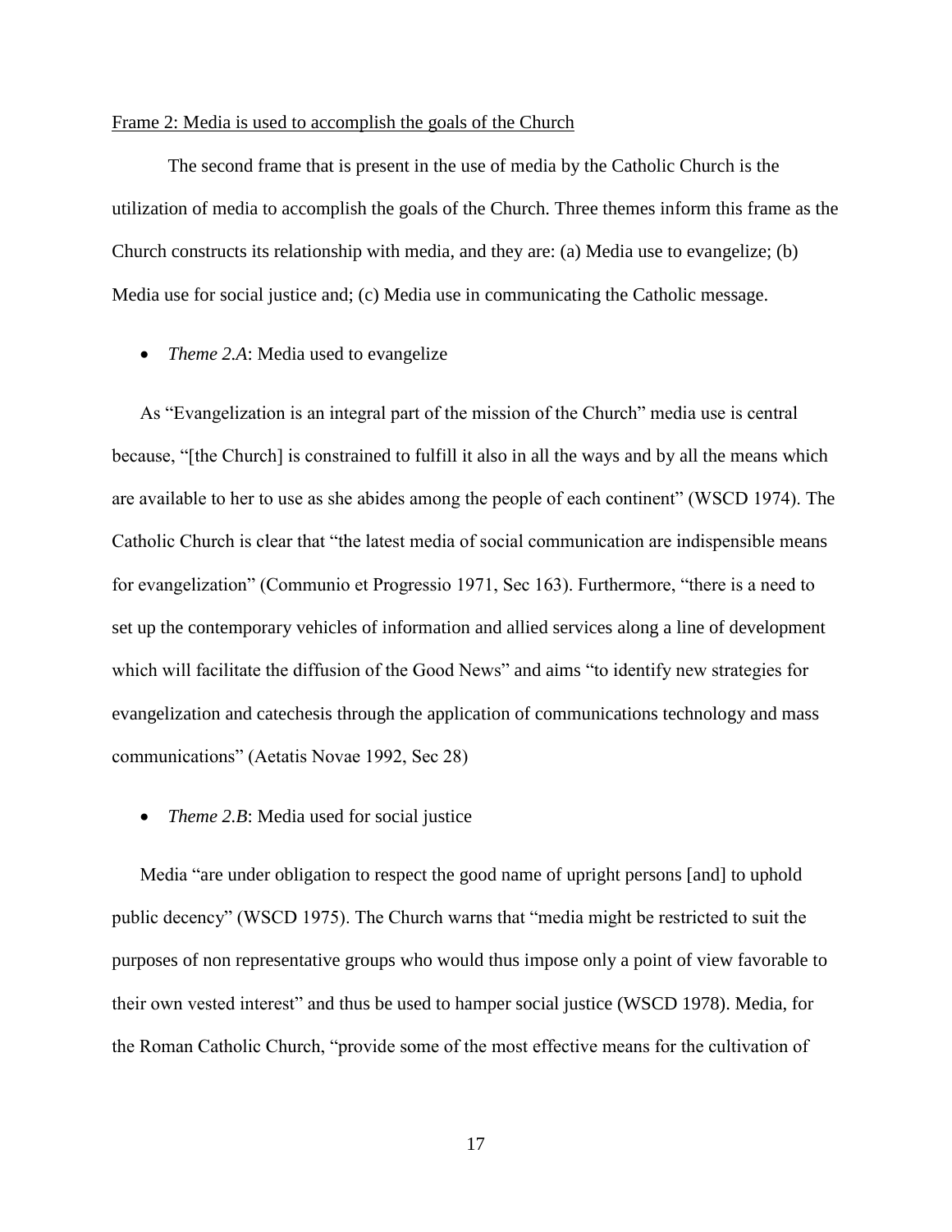Frame 2: Media is used to accomplish the goals of the Church

The second frame that is present in the use of media by the Catholic Church is the utilization of media to accomplish the goals of the Church. Three themes inform this frame as the Church constructs its relationship with media, and they are: (a) Media use to evangelize; (b) Media use for social justice and; (c) Media use in communicating the Catholic message.

- *Theme 2.A*: Media used to evangelize

As "Evangelization is an integral part of the mission of the Church" media use is central because, "[the Church] is constrained to fulfill it also in all the ways and by all the means which are available to her to use as she abides among the people of each continent" (WSCD 1974). The Catholic Church is clear that "the latest media of social communication are indispensible means for evangelization" (Communio et Progressio 1971, Sec 163). Furthermore, "there is a need to set up the contemporary vehicles of information and allied services along a line of development which will facilitate the diffusion of the Good News" and aims "to identify new strategies for evangelization and catechesis through the application of communications technology and mass communications" (Aetatis Novae 1992, Sec 28)

- *Theme 2.B*: Media used for social justice

Media "are under obligation to respect the good name of upright persons [and] to uphold public decency" (WSCD 1975). The Church warns that "media might be restricted to suit the purposes of non representative groups who would thus impose only a point of view favorable to their own vested interest" and thus be used to hamper social justice (WSCD 1978). Media, for the Roman Catholic Church, "provide some of the most effective means for the cultivation of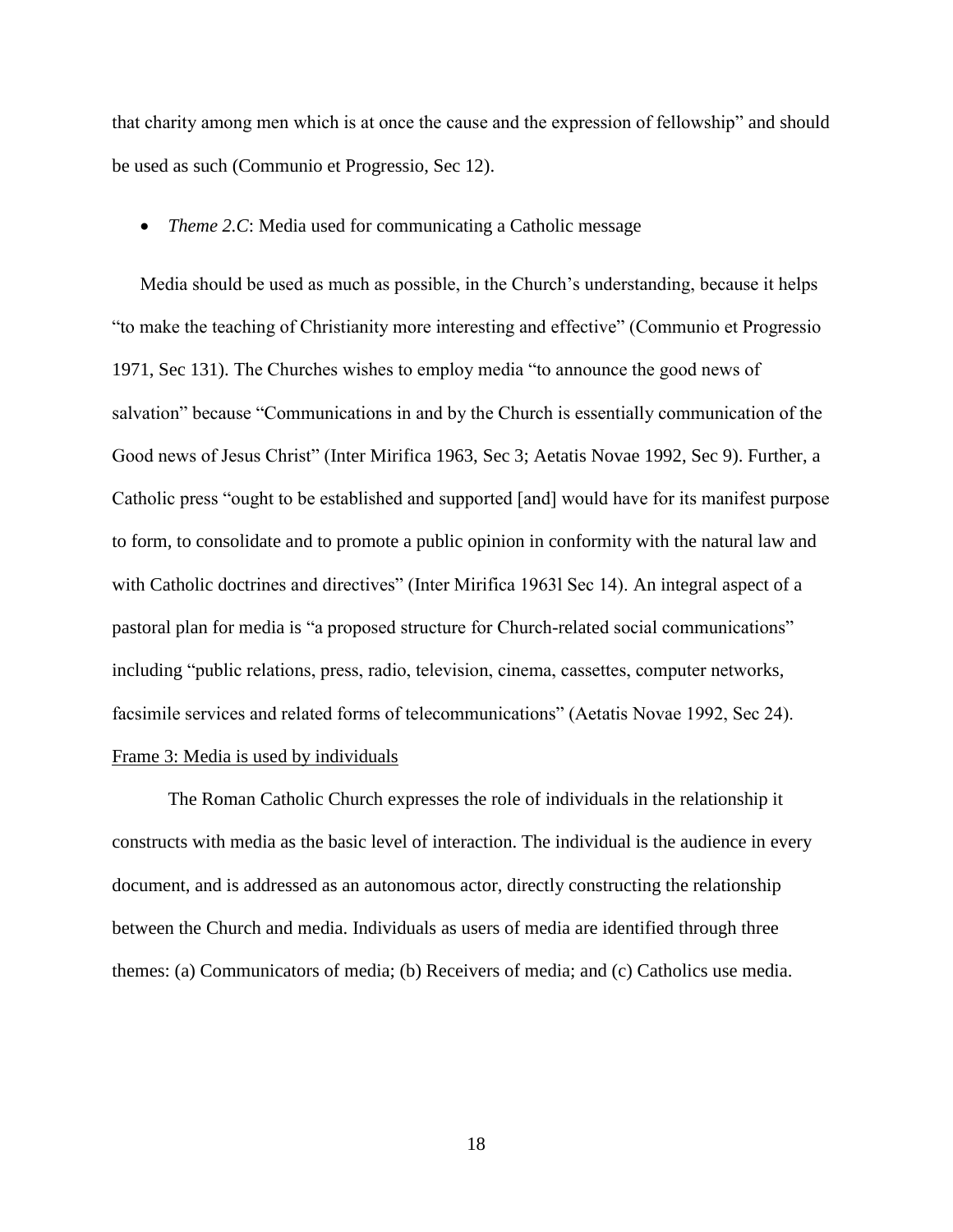that charity among men which is at once the cause and the expression of fellowship" and should be used as such (Communio et Progressio, Sec 12).

- *Theme 2.C*: Media used for communicating a Catholic message

Media should be used as much as possible, in the Church's understanding, because it helps "to make the teaching of Christianity more interesting and effective" (Communio et Progressio 1971, Sec 131). The Churches wishes to employ media "to announce the good news of salvation" because "Communications in and by the Church is essentially communication of the Good news of Jesus Christ" (Inter Mirifica 1963, Sec 3; Aetatis Novae 1992, Sec 9). Further, a Catholic press "ought to be established and supported [and] would have for its manifest purpose to form, to consolidate and to promote a public opinion in conformity with the natural law and with Catholic doctrines and directives" (Inter Mirifica 1963l Sec 14). An integral aspect of a pastoral plan for media is "a proposed structure for Church-related social communications" including "public relations, press, radio, television, cinema, cassettes, computer networks, facsimile services and related forms of telecommunications" (Aetatis Novae 1992, Sec 24).

<u>Frame 3: Media is used by individuals</u>

The Roman Catholic Church expresses the role of individuals in the relationship it constructs with media as the basic level of interaction. The individual is the audience in every document, and is addressed as an autonomous actor, directly constructing the relationship between the Church and media. Individuals as users of media are identified through three themes: (a) Communicators of media; (b) Receivers of media; and (c) Catholics use media.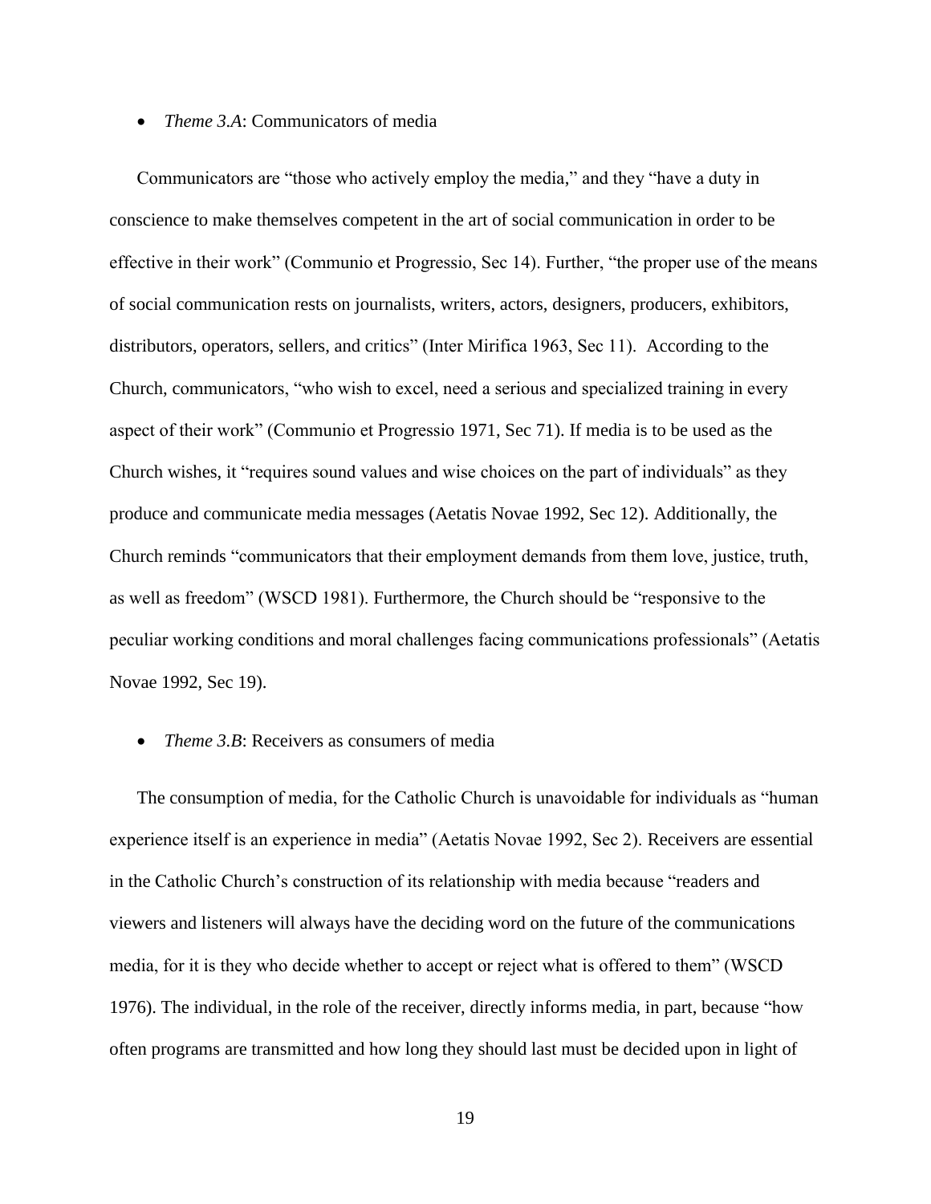- *Theme 3.A*: Communicators of media

Communicators are "those who actively employ the media," and they "have a duty in conscience to make themselves competent in the art of social communication in order to be effective in their work" (Communio et Progressio, Sec 14). Further, "the proper use of the means of social communication rests on journalists, writers, actors, designers, producers, exhibitors, distributors, operators, sellers, and critics" (Inter Mirifica 1963, Sec 11). According to the Church, communicators, "who wish to excel, need a serious and specialized training in every aspect of their work" (Communio et Progressio 1971, Sec 71). If media is to be used as the Church wishes, it "requires sound values and wise choices on the part of individuals" as they produce and communicate media messages (Aetatis Novae 1992, Sec 12). Additionally, the Church reminds "communicators that their employment demands from them love, justice, truth, as well as freedom" (WSCD 1981). Furthermore, the Church should be "responsive to the peculiar working conditions and moral challenges facing communications professionals" (Aetatis Novae 1992, Sec 19).

- *Theme 3.B*: Receivers as consumers of media

The consumption of media, for the Catholic Church is unavoidable for individuals as "human experience itself is an experience in media" (Aetatis Novae 1992, Sec 2). Receivers are essential in the Catholic Church's construction of its relationship with media because "readers and viewers and listeners will always have the deciding word on the future of the communications media, for it is they who decide whether to accept or reject what is offered to them" (WSCD 1976). The individual, in the role of the receiver, directly informs media, in part, because "how often programs are transmitted and how long they should last must be decided upon in light of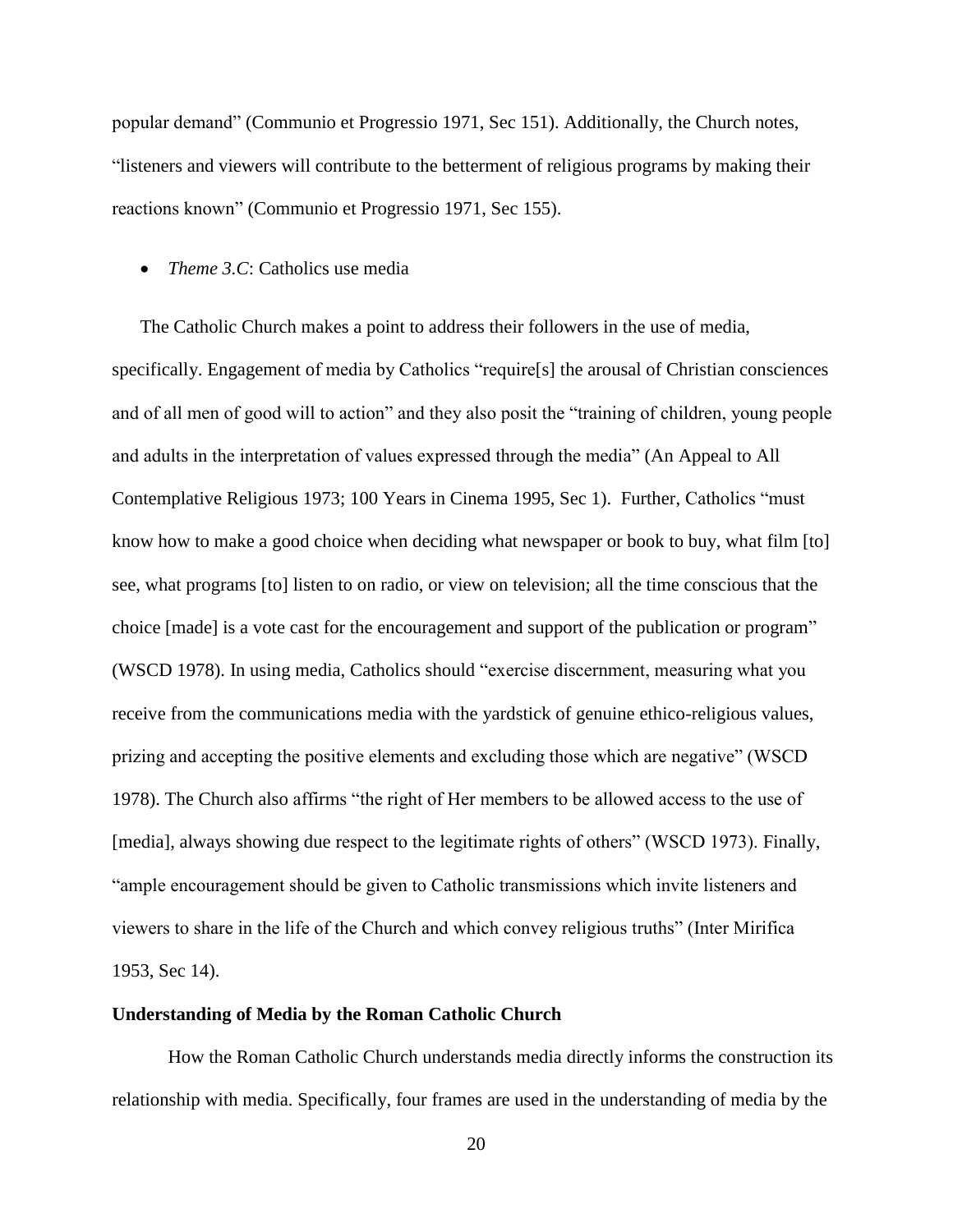popular demand" (Communio et Progressio 1971, Sec 151). Additionally, the Church notes, "listeners and viewers will contribute to the betterment of religious programs by making their reactions known" (Communio et Progressio 1971, Sec 155).

- *Theme 3.C*: Catholics use media

The Catholic Church makes a point to address their followers in the use of media, specifically. Engagement of media by Catholics "require[s] the arousal of Christian consciences and of all men of good will to action" and they also posit the "training of children, young people and adults in the interpretation of values expressed through the media" (An Appeal to All Contemplative Religious 1973; 100 Years in Cinema 1995, Sec 1). Further, Catholics "must know how to make a good choice when deciding what newspaper or book to buy, what film [to] see, what programs [to] listen to on radio, or view on television; all the time conscious that the choice [made] is a vote cast for the encouragement and support of the publication or program" (WSCD 1978). In using media, Catholics should "exercise discernment, measuring what you receive from the communications media with the yardstick of genuine ethico-religious values, prizing and accepting the positive elements and excluding those which are negative" (WSCD 1978). The Church also affirms "the right of Her members to be allowed access to the use of [media], always showing due respect to the legitimate rights of others" (WSCD 1973). Finally, "ample encouragement should be given to Catholic transmissions which invite listeners and viewers to share in the life of the Church and which convey religious truths" (Inter Mirifica 1953, Sec 14).

**Understanding of Media by the Roman Catholic Church**

How the Roman Catholic Church understands media directly informs the construction its relationship with media. Specifically, four frames are used in the understanding of media by the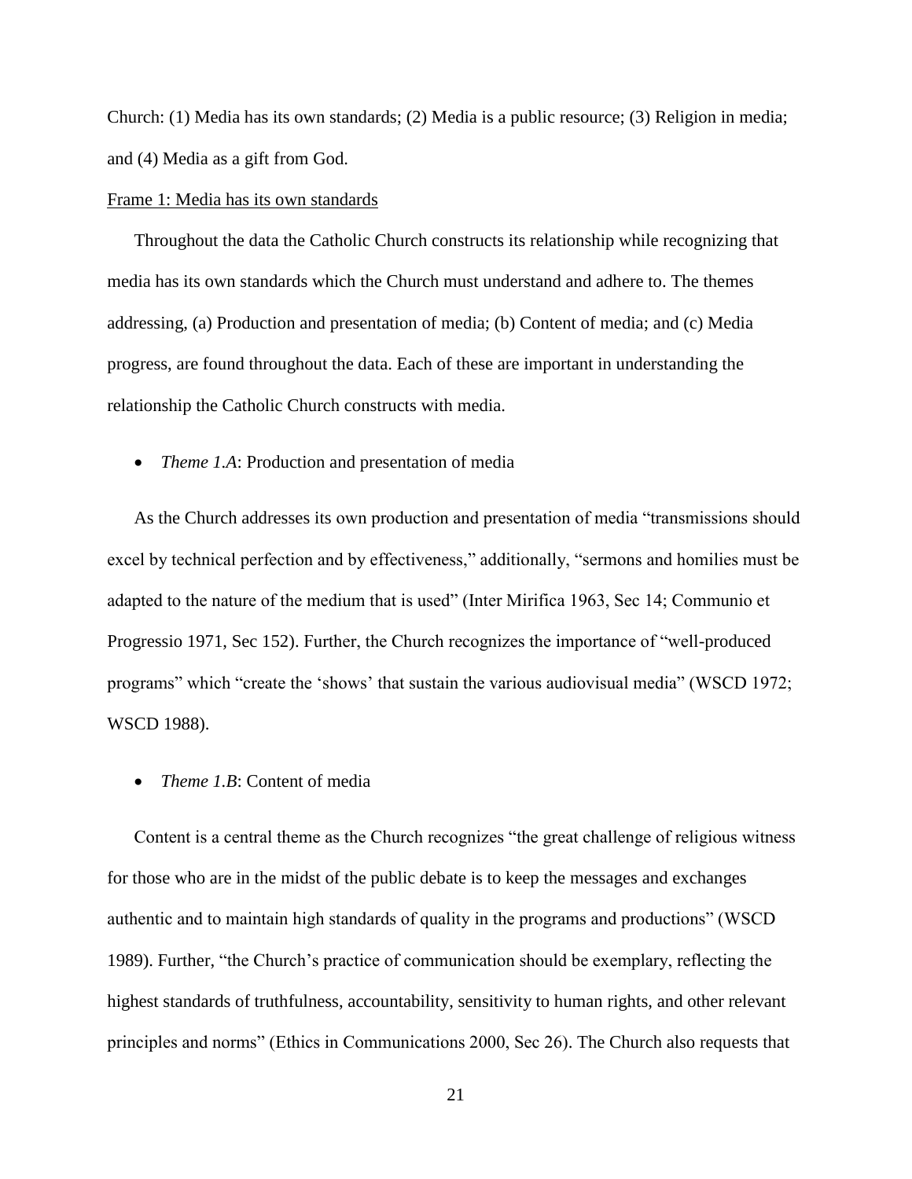Church: (1) Media has its own standards; (2) Media is a public resource; (3) Religion in media; and (4) Media as a gift from God.

Frame 1: Media has its own standards

Throughout the data the Catholic Church constructs its relationship while recognizing that media has its own standards which the Church must understand and adhere to. The themes addressing, (a) Production and presentation of media; (b) Content of media; and (c) Media progress, are found throughout the data. Each of these are important in understanding the relationship the Catholic Church constructs with media.

- *Theme 1.A*: Production and presentation of media

As the Church addresses its own production and presentation of media "transmissions should excel by technical perfection and by effectiveness," additionally, "sermons and homilies must be adapted to the nature of the medium that is used" (Inter Mirifica 1963, Sec 14; Communio et Progressio 1971, Sec 152). Further, the Church recognizes the importance of "well-produced programs" which "create the 'shows' that sustain the various audiovisual media" (WSCD 1972; WSCD 1988).

- *Theme 1.B*: Content of media

Content is a central theme as the Church recognizes "the great challenge of religious witness for those who are in the midst of the public debate is to keep the messages and exchanges authentic and to maintain high standards of quality in the programs and productions" (WSCD 1989). Further, "the Church's practice of communication should be exemplary, reflecting the highest standards of truthfulness, accountability, sensitivity to human rights, and other relevant principles and norms" (Ethics in Communications 2000, Sec 26). The Church also requests that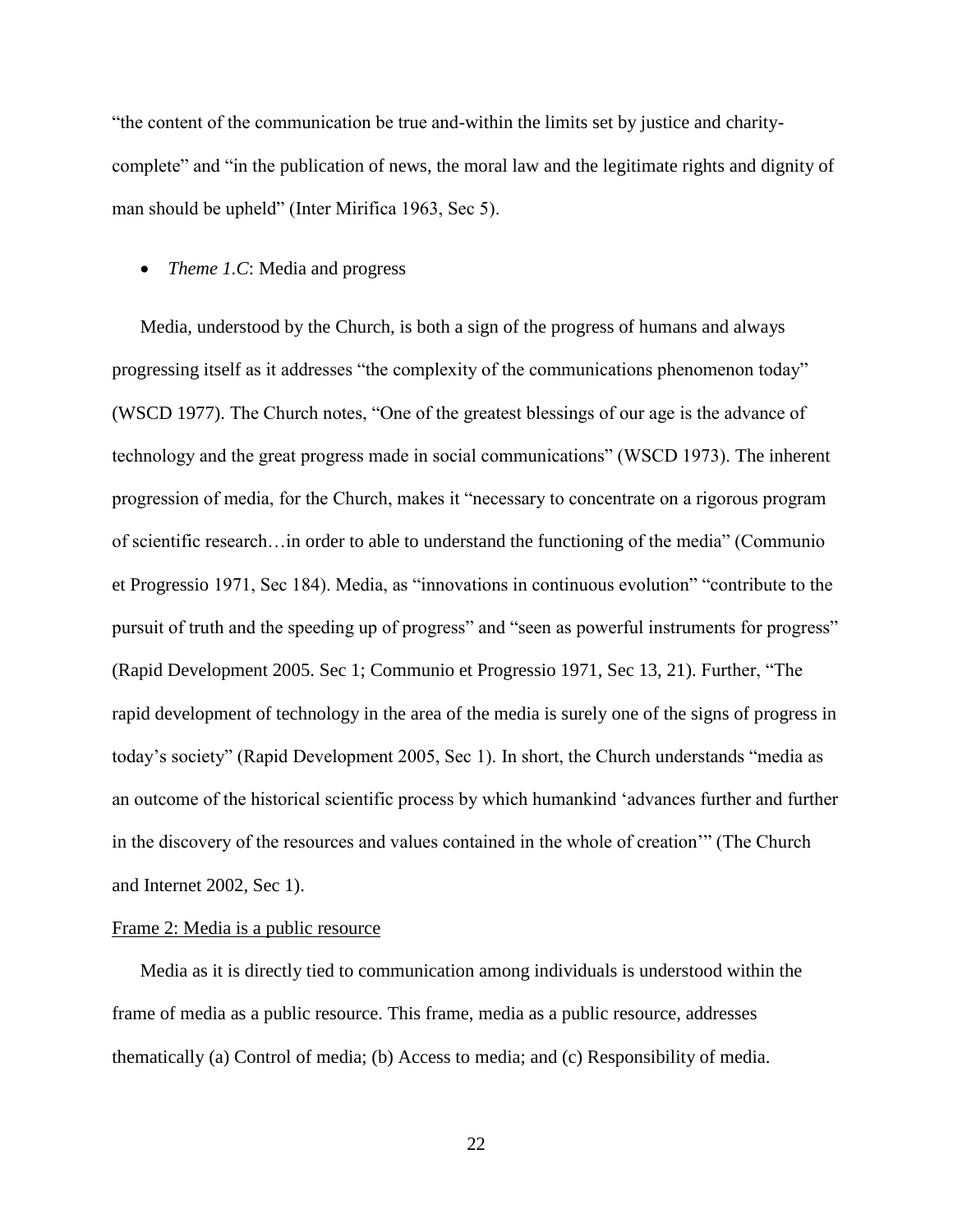"the content of the communication be true and-within the limits set by justice and charity-complete" and "in the publication of news, the moral law and the legitimate rights and dignity of man should be upheld" (Inter Mirifica 1963, Sec 5).

- *Theme 1.C*: Media and progress

Media, understood by the Church, is both a sign of the progress of humans and always progressing itself as it addresses "the complexity of the communications phenomenon today" (WSCD 1977). The Church notes, "One of the greatest blessings of our age is the advance of technology and the great progress made in social communications" (WSCD 1973). The inherent progression of media, for the Church, makes it "necessary to concentrate on a rigorous program of scientific research…in order to able to understand the functioning of the media" (Communio et Progressio 1971, Sec 184). Media, as "innovations in continuous evolution" "contribute to the pursuit of truth and the speeding up of progress" and "seen as powerful instruments for progress" (Rapid Development 2005. Sec 1; Communio et Progressio 1971, Sec 13, 21). Further, "The rapid development of technology in the area of the media is surely one of the signs of progress in today's society" (Rapid Development 2005, Sec 1). In short, the Church understands "media as an outcome of the historical scientific process by which humankind 'advances further and further in the discovery of the resources and values contained in the whole of creation'" (The Church and Internet 2002, Sec 1).

<u>Frame 2: Media is a public resource</u>

Media as it is directly tied to communication among individuals is understood within the frame of media as a public resource. This frame, media as a public resource, addresses thematically (a) Control of media; (b) Access to media; and (c) Responsibility of media.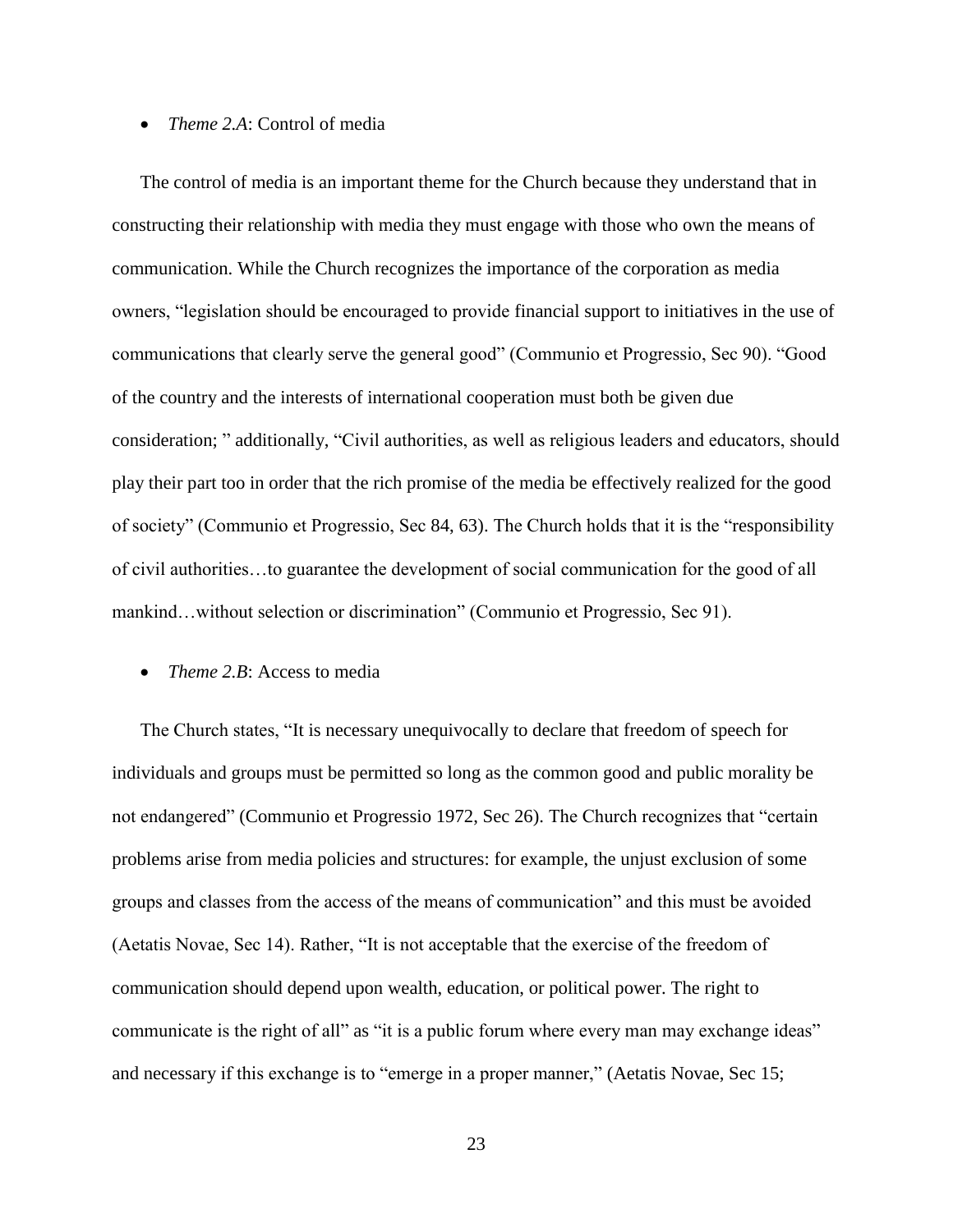- *Theme 2.A*: Control of media

The control of media is an important theme for the Church because they understand that in constructing their relationship with media they must engage with those who own the means of communication. While the Church recognizes the importance of the corporation as media owners, "legislation should be encouraged to provide financial support to initiatives in the use of communications that clearly serve the general good" (Communio et Progressio, Sec 90). "Good of the country and the interests of international cooperation must both be given due consideration; " additionally, "Civil authorities, as well as religious leaders and educators, should play their part too in order that the rich promise of the media be effectively realized for the good of society" (Communio et Progressio, Sec 84, 63). The Church holds that it is the "responsibility of civil authorities…to guarantee the development of social communication for the good of all mankind…without selection or discrimination" (Communio et Progressio, Sec 91).

- *Theme 2.B*: Access to media

The Church states, "It is necessary unequivocally to declare that freedom of speech for individuals and groups must be permitted so long as the common good and public morality be not endangered" (Communio et Progressio 1972, Sec 26). The Church recognizes that "certain problems arise from media policies and structures: for example, the unjust exclusion of some groups and classes from the access of the means of communication" and this must be avoided (Aetatis Novae, Sec 14). Rather, "It is not acceptable that the exercise of the freedom of communication should depend upon wealth, education, or political power. The right to communicate is the right of all" as "it is a public forum where every man may exchange ideas" and necessary if this exchange is to "emerge in a proper manner," (Aetatis Novae, Sec 15;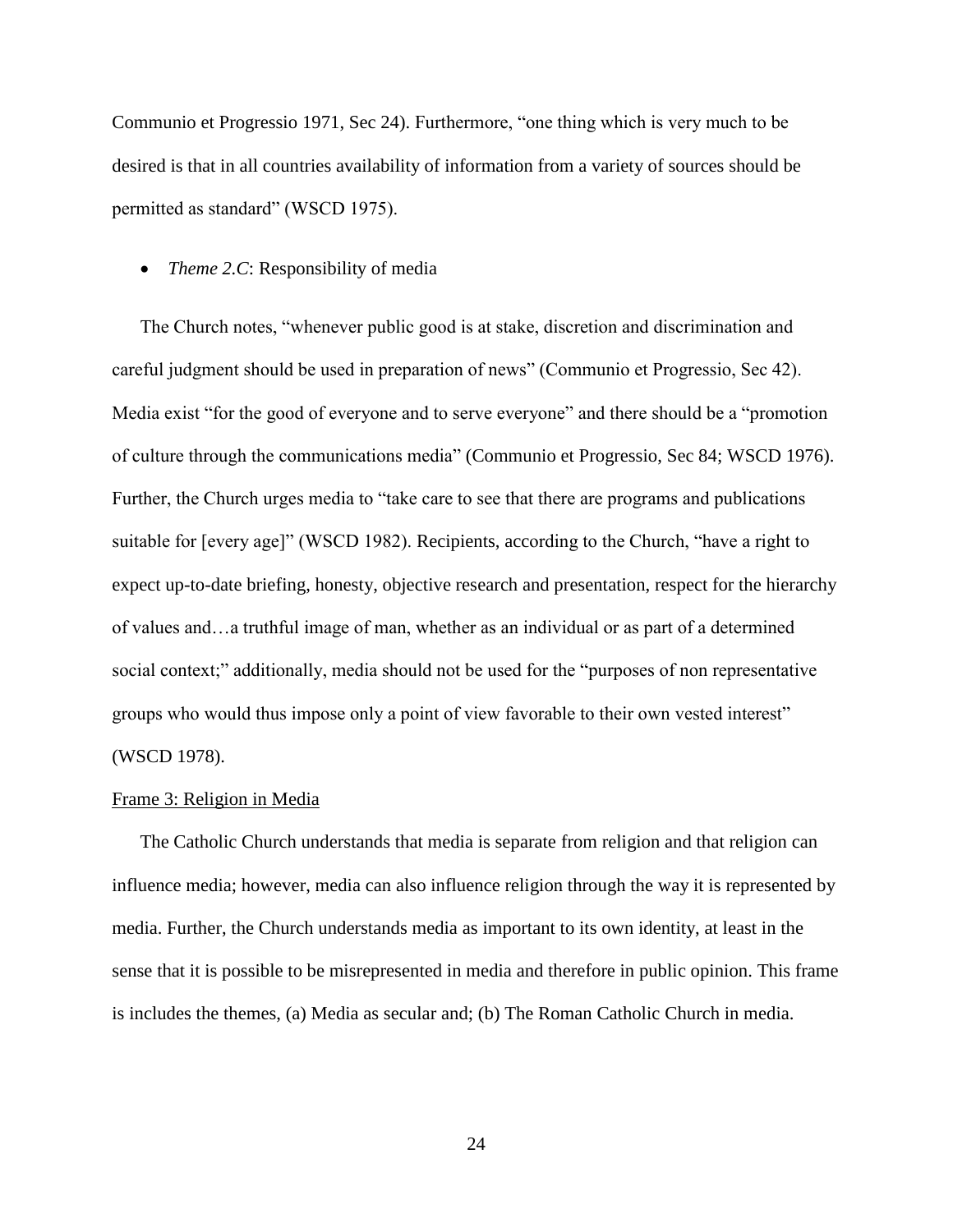Communio et Progressio 1971, Sec 24). Furthermore, "one thing which is very much to be desired is that in all countries availability of information from a variety of sources should be permitted as standard" (WSCD 1975).

- *Theme 2.C*: Responsibility of media

The Church notes, "whenever public good is at stake, discretion and discrimination and careful judgment should be used in preparation of news" (Communio et Progressio, Sec 42). Media exist "for the good of everyone and to serve everyone" and there should be a "promotion of culture through the communications media" (Communio et Progressio, Sec 84; WSCD 1976). Further, the Church urges media to "take care to see that there are programs and publications suitable for [every age]" (WSCD 1982). Recipients, according to the Church, "have a right to expect up-to-date briefing, honesty, objective research and presentation, respect for the hierarchy of values and…a truthful image of man, whether as an individual or as part of a determined social context;" additionally, media should not be used for the "purposes of non representative groups who would thus impose only a point of view favorable to their own vested interest" (WSCD 1978).

<u>Frame 3: Religion in Media</u>

The Catholic Church understands that media is separate from religion and that religion can influence media; however, media can also influence religion through the way it is represented by media. Further, the Church understands media as important to its own identity, at least in the sense that it is possible to be misrepresented in media and therefore in public opinion. This frame is includes the themes, (a) Media as secular and; (b) The Roman Catholic Church in media.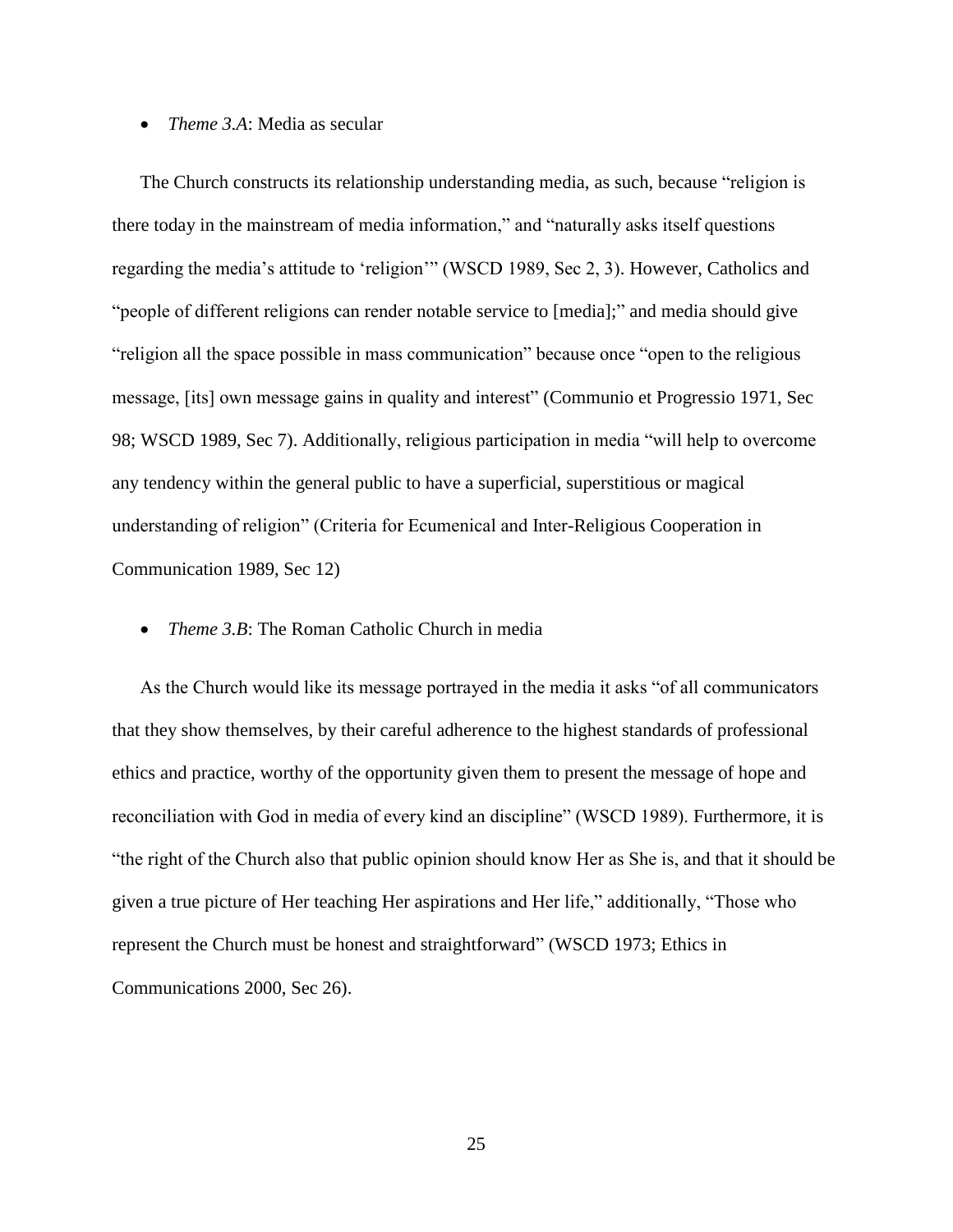- *Theme 3.A*: Media as secular

The Church constructs its relationship understanding media, as such, because "religion is there today in the mainstream of media information," and "naturally asks itself questions regarding the media's attitude to 'religion'" (WSCD 1989, Sec 2, 3). However, Catholics and "people of different religions can render notable service to [media];" and media should give "religion all the space possible in mass communication" because once "open to the religious message, [its] own message gains in quality and interest" (Communio et Progressio 1971, Sec 98; WSCD 1989, Sec 7). Additionally, religious participation in media "will help to overcome any tendency within the general public to have a superficial, superstitious or magical understanding of religion" (Criteria for Ecumenical and Inter-Religious Cooperation in Communication 1989, Sec 12)

- *Theme 3.B*: The Roman Catholic Church in media

As the Church would like its message portrayed in the media it asks "of all communicators that they show themselves, by their careful adherence to the highest standards of professional ethics and practice, worthy of the opportunity given them to present the message of hope and reconciliation with God in media of every kind an discipline" (WSCD 1989). Furthermore, it is "the right of the Church also that public opinion should know Her as She is, and that it should be given a true picture of Her teaching Her aspirations and Her life," additionally, "Those who represent the Church must be honest and straightforward" (WSCD 1973; Ethics in Communications 2000, Sec 26).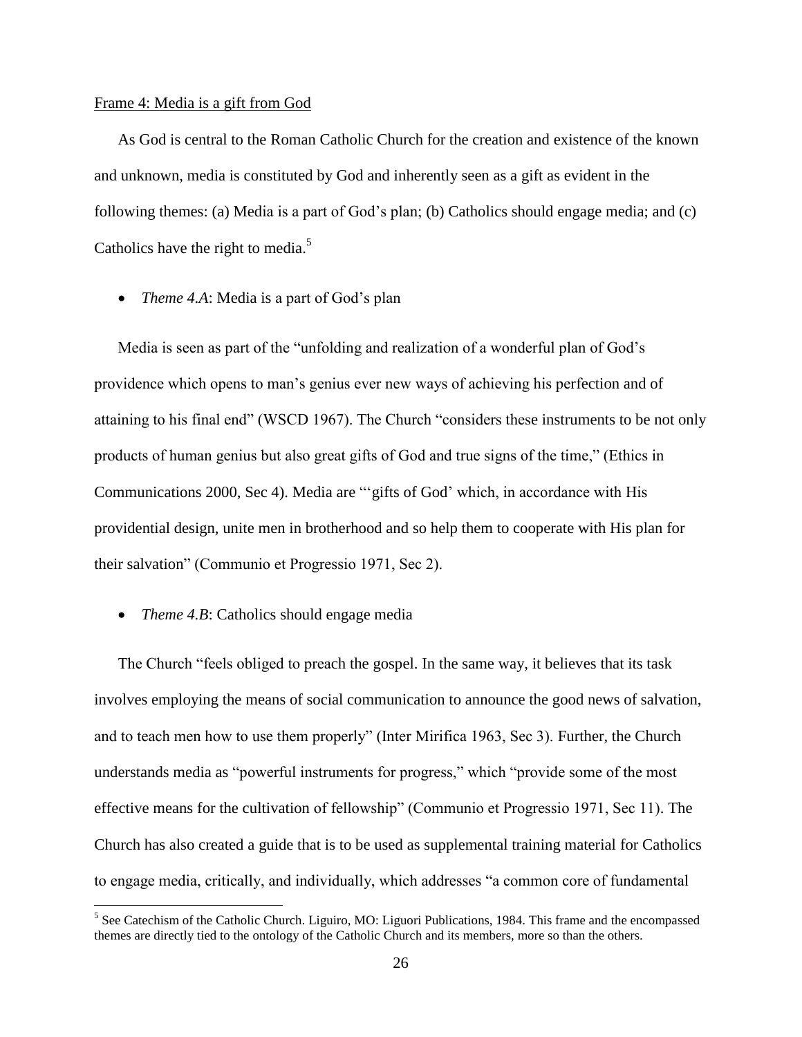Frame 4: Media is a gift from God

As God is central to the Roman Catholic Church for the creation and existence of the known and unknown, media is constituted by God and inherently seen as a gift as evident in the following themes: (a) Media is a part of God's plan; (b) Catholics should engage media; and (c) Catholics have the right to media.[5]

- *Theme 4.A*: Media is a part of God's plan

Media is seen as part of the "unfolding and realization of a wonderful plan of God's providence which opens to man's genius ever new ways of achieving his perfection and of attaining to his final end" (WSCD 1967). The Church "considers these instruments to be not only products of human genius but also great gifts of God and true signs of the time," (Ethics in Communications 2000, Sec 4). Media are "'gifts of God' which, in accordance with His providential design, unite men in brotherhood and so help them to cooperate with His plan for their salvation" (Communio et Progressio 1971, Sec 2).

- *Theme 4.B*: Catholics should engage media

The Church "feels obliged to preach the gospel. In the same way, it believes that its task involves employing the means of social communication to announce the good news of salvation, and to teach men how to use them properly" (Inter Mirifica 1963, Sec 3). Further, the Church understands media as "powerful instruments for progress," which "provide some of the most effective means for the cultivation of fellowship" (Communio et Progressio 1971, Sec 11). The Church has also created a guide that is to be used as supplemental training material for Catholics to engage media, critically, and individually, which addresses "a common core of fundamental

[5] See Catechism of the Catholic Church. Liguiro, MO: Liguori Publications, 1984. This frame and the encompassed themes are directly tied to the ontology of the Catholic Church and its members, more so than the others.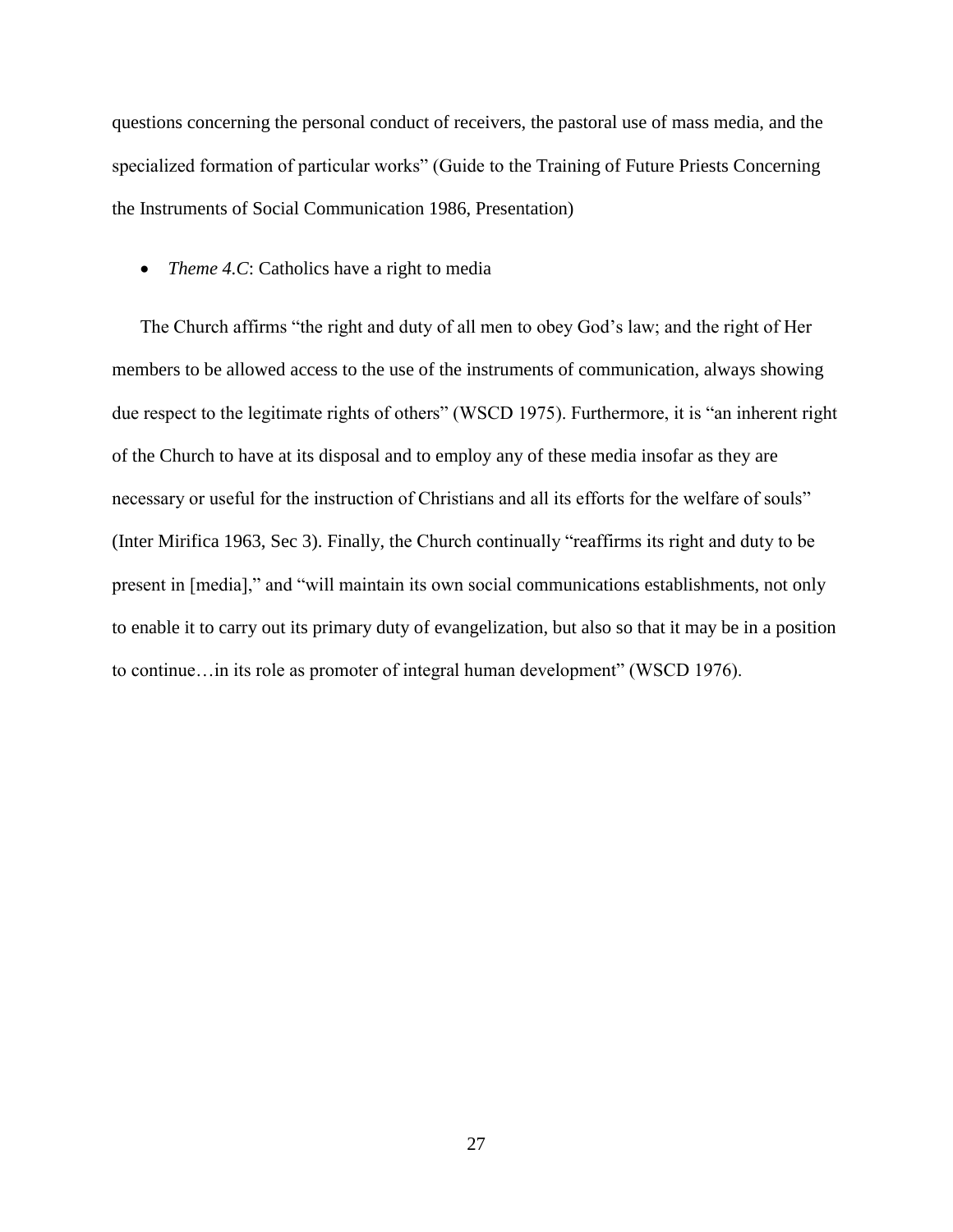questions concerning the personal conduct of receivers, the pastoral use of mass media, and the specialized formation of particular works" (Guide to the Training of Future Priests Concerning the Instruments of Social Communication 1986, Presentation)

- *Theme 4.C*: Catholics have a right to media

The Church affirms "the right and duty of all men to obey God's law; and the right of Her members to be allowed access to the use of the instruments of communication, always showing due respect to the legitimate rights of others" (WSCD 1975). Furthermore, it is "an inherent right of the Church to have at its disposal and to employ any of these media insofar as they are necessary or useful for the instruction of Christians and all its efforts for the welfare of souls" (Inter Mirifica 1963, Sec 3). Finally, the Church continually "reaffirms its right and duty to be present in [media]," and "will maintain its own social communications establishments, not only to enable it to carry out its primary duty of evangelization, but also so that it may be in a position to continue…in its role as promoter of integral human development" (WSCD 1976).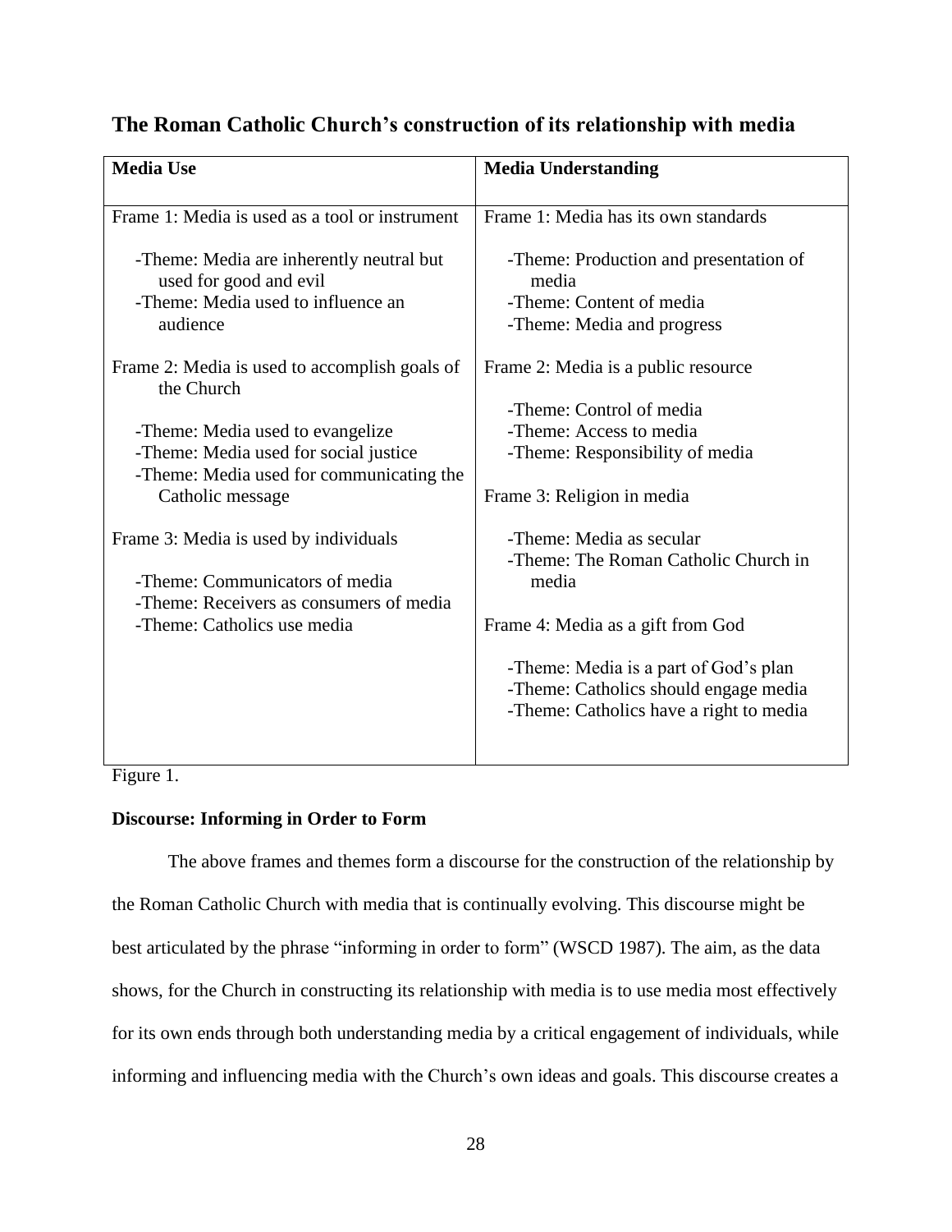## The Roman Catholic Church's construction of its relationship with media

| Media Use | Media Understanding |
|---|---|
| Frame 1: Media is used as a tool or instrument | Frame 1: Media has its own standards |
| -Theme: Media are inherently neutral but used for good and evil | -Theme: Production and presentation of media |
| -Theme: Media used to influence an audience | -Theme: Content of media |
| | -Theme: Media and progress |
| Frame 2: Media is used to accomplish goals of the Church | Frame 2: Media is a public resource |
| -Theme: Media used to evangelize | -Theme: Control of media |
| -Theme: Media used for social justice | -Theme: Access to media |
| -Theme: Media used for communicating the Catholic message | -Theme: Responsibility of media |
| Frame 3: Media is used by individuals | Frame 3: Religion in media |
| -Theme: Communicators of media | -Theme: Media as secular |
| -Theme: Receivers as consumers of media | -Theme: The Roman Catholic Church in media |
| -Theme: Catholics use media | Frame 4: Media as a gift from God |
| | -Theme: Media is a part of God's plan |
| | -Theme: Catholics should engage media |
| | -Theme: Catholics have a right to media |

Figure 1.

**Discourse: Informing in Order to Form**

The above frames and themes form a discourse for the construction of the relationship by the Roman Catholic Church with media that is continually evolving. This discourse might be best articulated by the phrase "informing in order to form" (WSCD 1987). The aim, as the data shows, for the Church in constructing its relationship with media is to use media most effectively for its own ends through both understanding media by a critical engagement of individuals, while informing and influencing media with the Church's own ideas and goals. This discourse creates a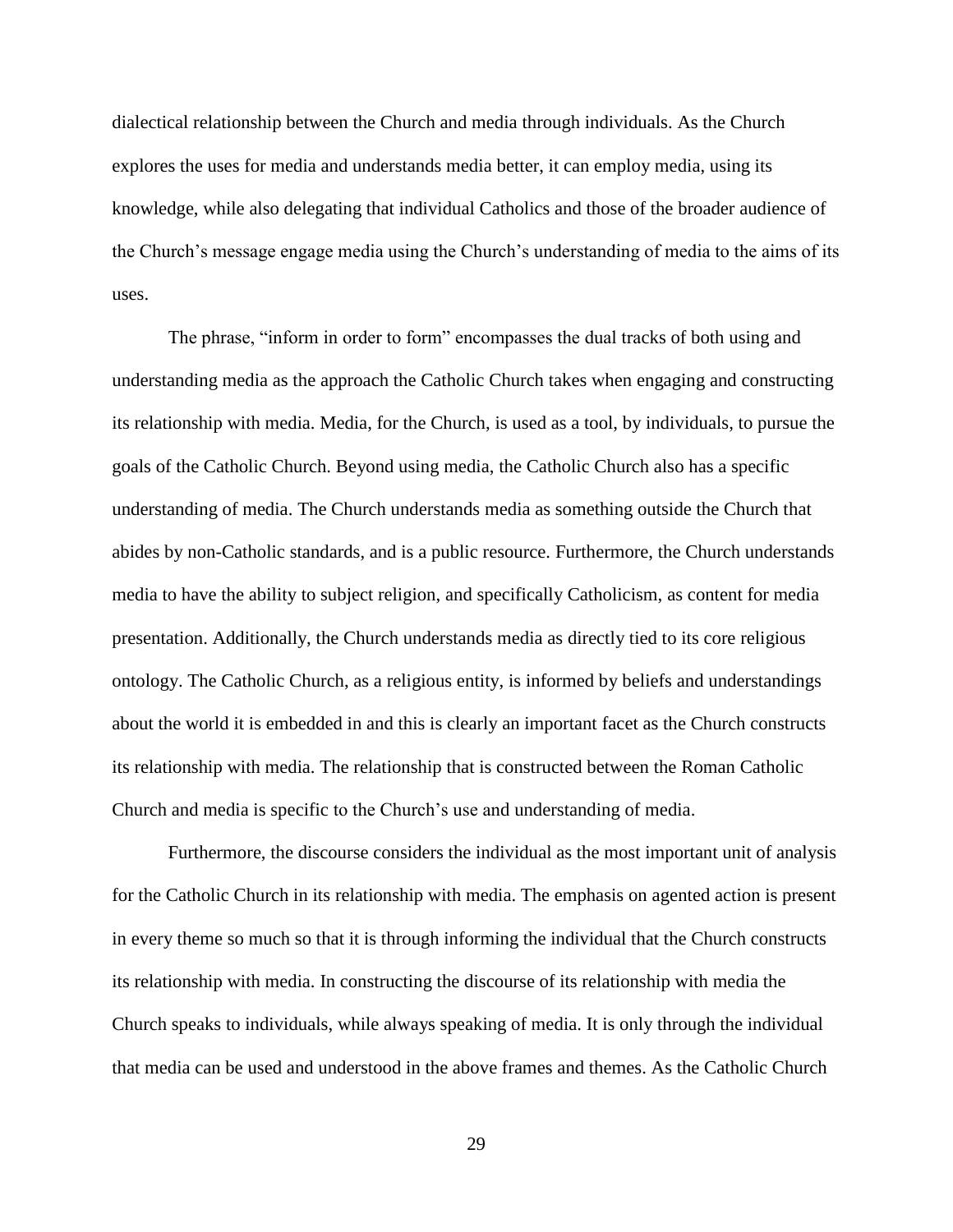dialectical relationship between the Church and media through individuals. As the Church explores the uses for media and understands media better, it can employ media, using its knowledge, while also delegating that individual Catholics and those of the broader audience of the Church's message engage media using the Church's understanding of media to the aims of its uses.

The phrase, "inform in order to form" encompasses the dual tracks of both using and understanding media as the approach the Catholic Church takes when engaging and constructing its relationship with media. Media, for the Church, is used as a tool, by individuals, to pursue the goals of the Catholic Church. Beyond using media, the Catholic Church also has a specific understanding of media. The Church understands media as something outside the Church that abides by non-Catholic standards, and is a public resource. Furthermore, the Church understands media to have the ability to subject religion, and specifically Catholicism, as content for media presentation. Additionally, the Church understands media as directly tied to its core religious ontology. The Catholic Church, as a religious entity, is informed by beliefs and understandings about the world it is embedded in and this is clearly an important facet as the Church constructs its relationship with media. The relationship that is constructed between the Roman Catholic Church and media is specific to the Church's use and understanding of media.

Furthermore, the discourse considers the individual as the most important unit of analysis for the Catholic Church in its relationship with media. The emphasis on agented action is present in every theme so much so that it is through informing the individual that the Church constructs its relationship with media. In constructing the discourse of its relationship with media the Church speaks to individuals, while always speaking of media. It is only through the individual that media can be used and understood in the above frames and themes. As the Catholic Church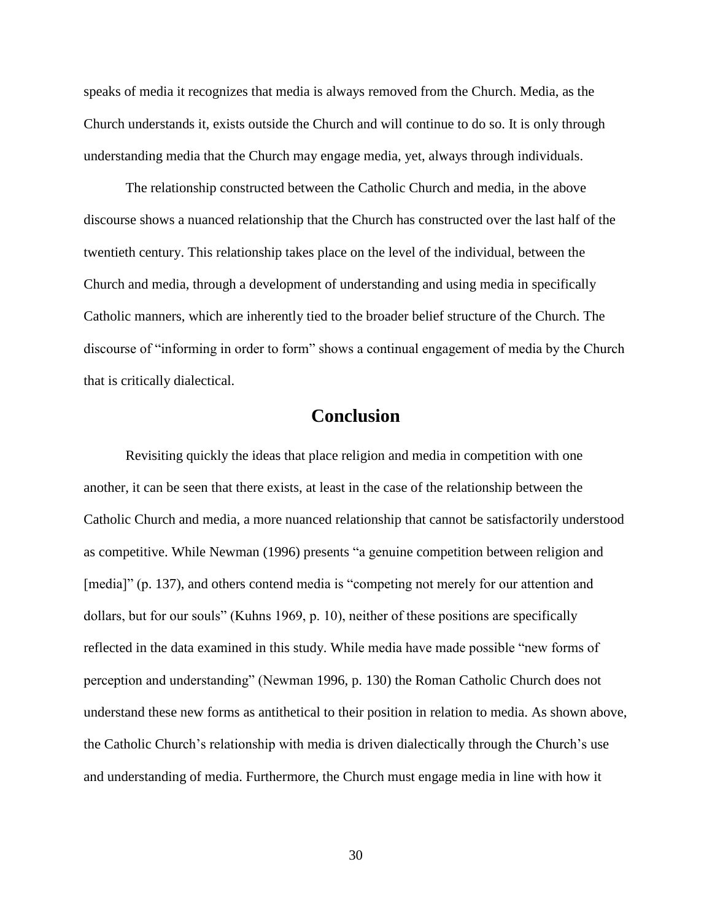speaks of media it recognizes that media is always removed from the Church. Media, as the Church understands it, exists outside the Church and will continue to do so. It is only through understanding media that the Church may engage media, yet, always through individuals.

The relationship constructed between the Catholic Church and media, in the above discourse shows a nuanced relationship that the Church has constructed over the last half of the twentieth century. This relationship takes place on the level of the individual, between the Church and media, through a development of understanding and using media in specifically Catholic manners, which are inherently tied to the broader belief structure of the Church. The discourse of "informing in order to form" shows a continual engagement of media by the Church that is critically dialectical.

## Conclusion

Revisiting quickly the ideas that place religion and media in competition with one another, it can be seen that there exists, at least in the case of the relationship between the Catholic Church and media, a more nuanced relationship that cannot be satisfactorily understood as competitive. While Newman (1996) presents "a genuine competition between religion and [media]" (p. 137), and others contend media is "competing not merely for our attention and dollars, but for our souls" (Kuhns 1969, p. 10), neither of these positions are specifically reflected in the data examined in this study. While media have made possible "new forms of perception and understanding" (Newman 1996, p. 130) the Roman Catholic Church does not understand these new forms as antithetical to their position in relation to media. As shown above, the Catholic Church's relationship with media is driven dialectically through the Church's use and understanding of media. Furthermore, the Church must engage media in line with how it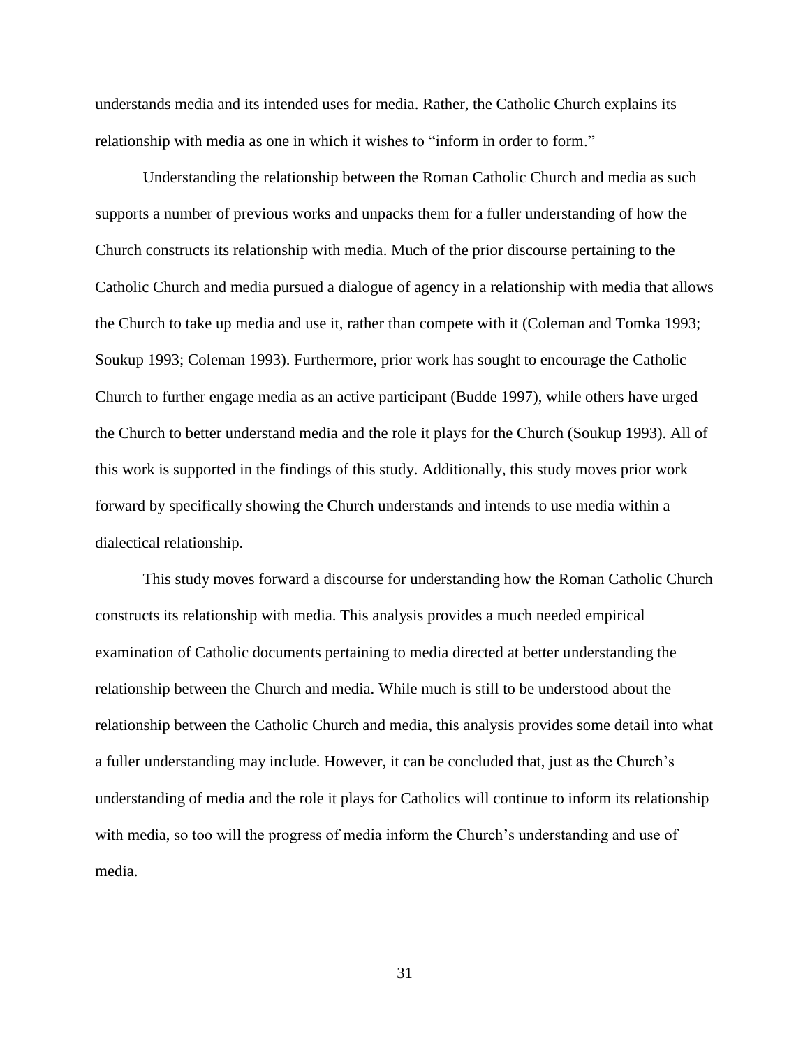understands media and its intended uses for media. Rather, the Catholic Church explains its relationship with media as one in which it wishes to "inform in order to form."

Understanding the relationship between the Roman Catholic Church and media as such supports a number of previous works and unpacks them for a fuller understanding of how the Church constructs its relationship with media. Much of the prior discourse pertaining to the Catholic Church and media pursued a dialogue of agency in a relationship with media that allows the Church to take up media and use it, rather than compete with it (Coleman and Tomka 1993; Soukup 1993; Coleman 1993). Furthermore, prior work has sought to encourage the Catholic Church to further engage media as an active participant (Budde 1997), while others have urged the Church to better understand media and the role it plays for the Church (Soukup 1993). All of this work is supported in the findings of this study. Additionally, this study moves prior work forward by specifically showing the Church understands and intends to use media within a dialectical relationship.

This study moves forward a discourse for understanding how the Roman Catholic Church constructs its relationship with media. This analysis provides a much needed empirical examination of Catholic documents pertaining to media directed at better understanding the relationship between the Church and media. While much is still to be understood about the relationship between the Catholic Church and media, this analysis provides some detail into what a fuller understanding may include. However, it can be concluded that, just as the Church's understanding of media and the role it plays for Catholics will continue to inform its relationship with media, so too will the progress of media inform the Church's understanding and use of media.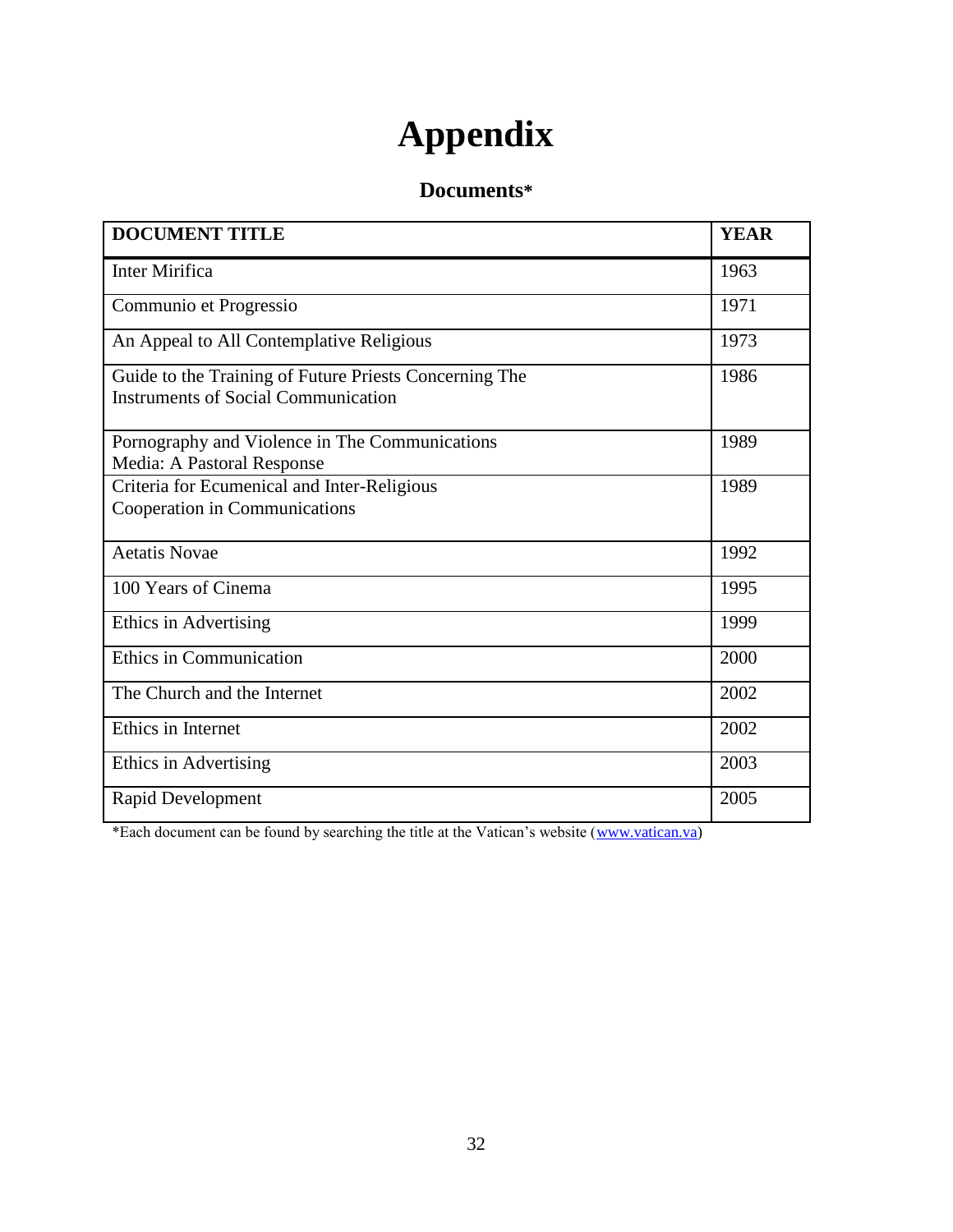# Appendix

## Documents*

| DOCUMENT TITLE | YEAR |
|---|---|
| Inter Mirifica | 1963 |
| Communio et Progressio | 1971 |
| An Appeal to All Contemplative Religious | 1973 |
| Guide to the Training of Future Priests Concerning The Instruments of Social Communication | 1986 |
| Pornography and Violence in The Communications Media: A Pastoral Response | 1989 |
| Criteria for Ecumenical and Inter-Religious Cooperation in Communications | 1989 |
| Aetatis Novae | 1992 |
| 100 Years of Cinema | 1995 |
| Ethics in Advertising | 1999 |
| Ethics in Communication | 2000 |
| The Church and the Internet | 2002 |
| Ethics in Internet | 2002 |
| Ethics in Advertising | 2003 |
| Rapid Development | 2005 |

*Each document can be found by searching the title at the Vatican's website (www.vatican.va)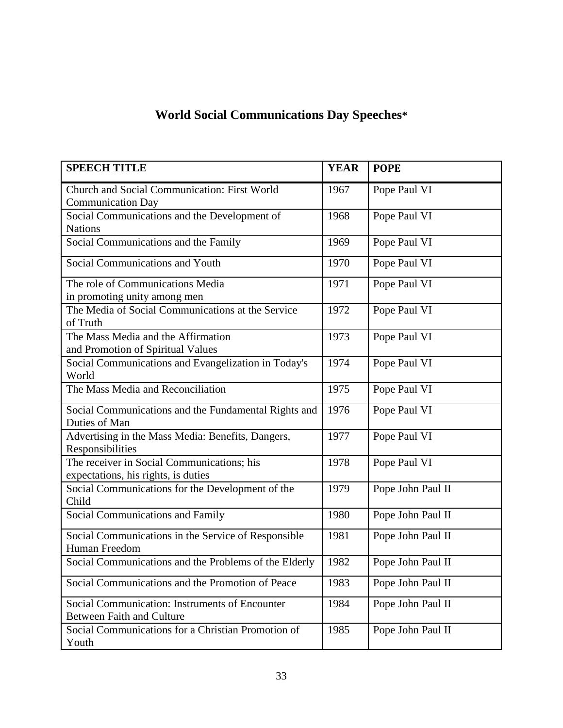# World Social Communications Day Speeches*

| SPEECH TITLE | YEAR | POPE |
|---|---|---|
| Church and Social Communication: First World Communication Day | 1967 | Pope Paul VI |
| Social Communications and the Development of Nations | 1968 | Pope Paul VI |
| Social Communications and the Family | 1969 | Pope Paul VI |
| Social Communications and Youth | 1970 | Pope Paul VI |
| The role of Communications Media in promoting unity among men | 1971 | Pope Paul VI |
| The Media of Social Communications at the Service of Truth | 1972 | Pope Paul VI |
| The Mass Media and the Affirmation and Promotion of Spiritual Values | 1973 | Pope Paul VI |
| Social Communications and Evangelization in Today's World | 1974 | Pope Paul VI |
| The Mass Media and Reconciliation | 1975 | Pope Paul VI |
| Social Communications and the Fundamental Rights and Duties of Man | 1976 | Pope Paul VI |
| Advertising in the Mass Media: Benefits, Dangers, Responsibilities | 1977 | Pope Paul VI |
| The receiver in Social Communications; his expectations, his rights, is duties | 1978 | Pope Paul VI |
| Social Communications for the Development of the Child | 1979 | Pope John Paul II |
| Social Communications and Family | 1980 | Pope John Paul II |
| Social Communications in the Service of Responsible Human Freedom | 1981 | Pope John Paul II |
| Social Communications and the Problems of the Elderly | 1982 | Pope John Paul II |
| Social Communications and the Promotion of Peace | 1983 | Pope John Paul II |
| Social Communication: Instruments of Encounter Between Faith and Culture | 1984 | Pope John Paul II |
| Social Communications for a Christian Promotion of Youth | 1985 | Pope John Paul II |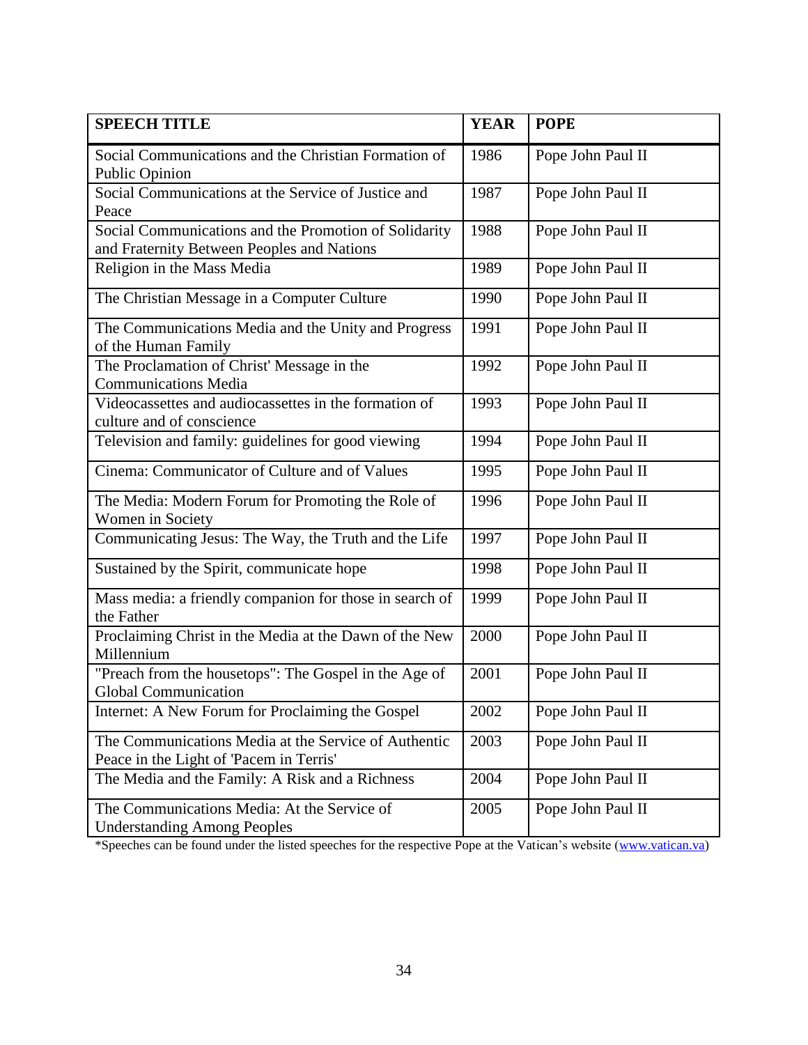| SPEECH TITLE | YEAR | POPE |
|---|---|---|
| Social Communications and the Christian Formation of Public Opinion | 1986 | Pope John Paul II |
| Social Communications at the Service of Justice and Peace | 1987 | Pope John Paul II |
| Social Communications and the Promotion of Solidarity and Fraternity Between Peoples and Nations | 1988 | Pope John Paul II |
| Religion in the Mass Media | 1989 | Pope John Paul II |
| The Christian Message in a Computer Culture | 1990 | Pope John Paul II |
| The Communications Media and the Unity and Progress of the Human Family | 1991 | Pope John Paul II |
| The Proclamation of Christ' Message in the Communications Media | 1992 | Pope John Paul II |
| Videocassettes and audiocassettes in the formation of culture and of conscience | 1993 | Pope John Paul II |
| Television and family: guidelines for good viewing | 1994 | Pope John Paul II |
| Cinema: Communicator of Culture and of Values | 1995 | Pope John Paul II |
| The Media: Modern Forum for Promoting the Role of Women in Society | 1996 | Pope John Paul II |
| Communicating Jesus: The Way, the Truth and the Life | 1997 | Pope John Paul II |
| Sustained by the Spirit, communicate hope | 1998 | Pope John Paul II |
| Mass media: a friendly companion for those in search of the Father | 1999 | Pope John Paul II |
| Proclaiming Christ in the Media at the Dawn of the New Millennium | 2000 | Pope John Paul II |
| "Preach from the housetops": The Gospel in the Age of Global Communication | 2001 | Pope John Paul II |
| Internet: A New Forum for Proclaiming the Gospel | 2002 | Pope John Paul II |
| The Communications Media at the Service of Authentic Peace in the Light of 'Pacem in Terris' | 2003 | Pope John Paul II |
| The Media and the Family: A Risk and a Richness | 2004 | Pope John Paul II |
| The Communications Media: At the Service of Understanding Among Peoples | 2005 | Pope John Paul II |

*Speeches can be found under the listed speeches for the respective Pope at the Vatican's website (www.vatican.va)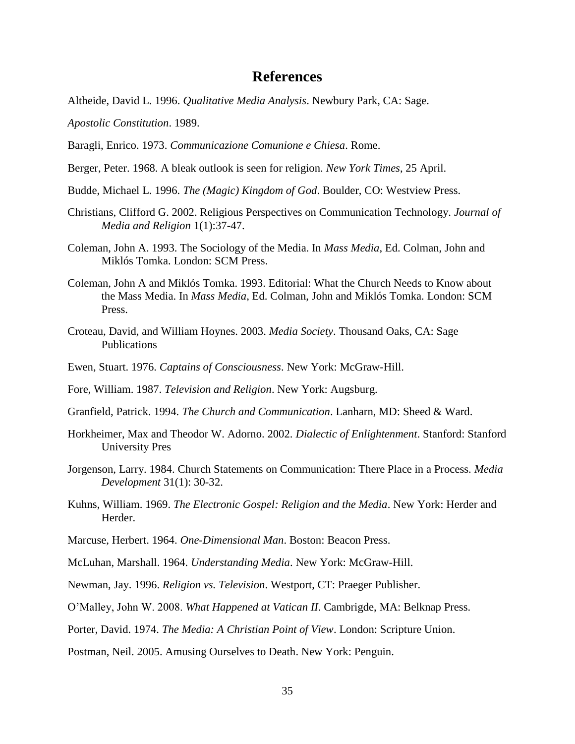# References

Altheide, David L. 1996. *Qualitative Media Analysis*. Newbury Park, CA: Sage.

*Apostolic Constitution*. 1989.

Baragli, Enrico. 1973. *Communicazione Comunione e Chiesa*. Rome.

Berger, Peter. 1968. A bleak outlook is seen for religion. *New York Times*, 25 April.

Budde, Michael L. 1996. *The (Magic) Kingdom of God*. Boulder, CO: Westview Press.

Christians, Clifford G. 2002. Religious Perspectives on Communication Technology. *Journal of Media and Religion* 1(1):37-47.

Coleman, John A. 1993. The Sociology of the Media. In *Mass Media*, Ed. Colman, John and Miklós Tomka. London: SCM Press.

Coleman, John A and Miklós Tomka. 1993. Editorial: What the Church Needs to Know about the Mass Media. In *Mass Media*, Ed. Colman, John and Miklós Tomka. London: SCM Press.

Croteau, David, and William Hoynes. 2003. *Media Society*. Thousand Oaks, CA: Sage Publications

Ewen, Stuart. 1976. *Captains of Consciousness*. New York: McGraw-Hill.

Fore, William. 1987. *Television and Religion*. New York: Augsburg.

Granfield, Patrick. 1994. *The Church and Communication*. Lanharn, MD: Sheed & Ward.

Horkheimer, Max and Theodor W. Adorno. 2002. *Dialectic of Enlightenment*. Stanford: Stanford University Pres

Jorgenson, Larry. 1984. Church Statements on Communication: There Place in a Process. *Media Development* 31(1): 30-32.

Kuhns, William. 1969. *The Electronic Gospel: Religion and the Media*. New York: Herder and Herder.

Marcuse, Herbert. 1964. *One-Dimensional Man*. Boston: Beacon Press.

McLuhan, Marshall. 1964. *Understanding Media*. New York: McGraw-Hill.

Newman, Jay. 1996. *Religion vs. Television*. Westport, CT: Praeger Publisher.

O'Malley, John W. 2008. *What Happened at Vatican II*. Cambrigde, MA: Belknap Press.

Porter, David. 1974. *The Media: A Christian Point of View*. London: Scripture Union.

Postman, Neil. 2005. Amusing Ourselves to Death. New York: Penguin.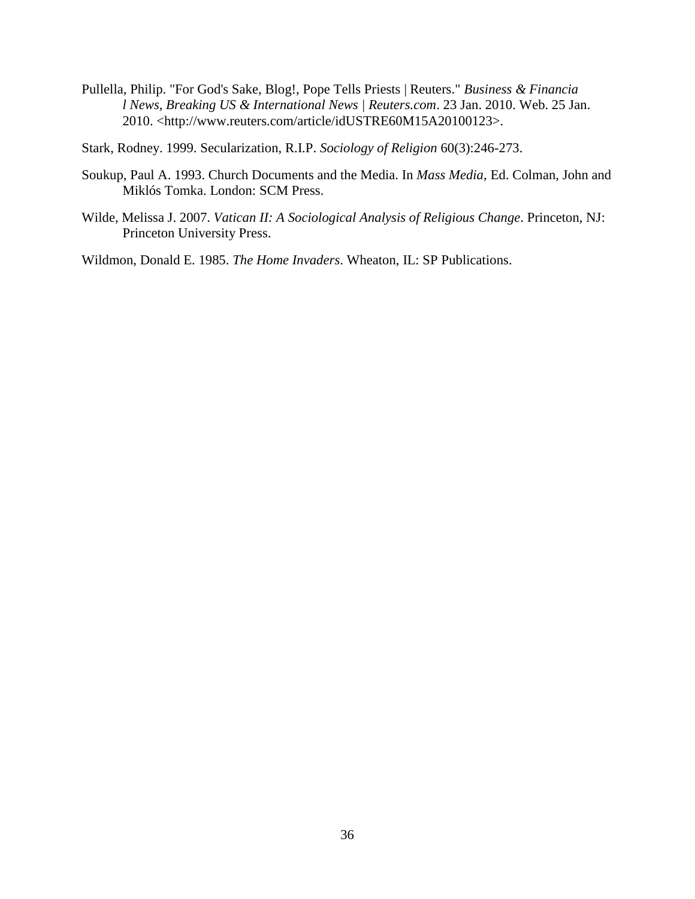Pullella, Philip. "For God's Sake, Blog!, Pope Tells Priests | Reuters." *Business & Financial News, Breaking US & International News | Reuters.com*. 23 Jan. 2010. Web. 25 Jan. 2010. <http://www.reuters.com/article/idUSTRE60M15A20100123>.

Stark, Rodney. 1999. Secularization, R.I.P. *Sociology of Religion* 60(3):246-273.

Soukup, Paul A. 1993. Church Documents and the Media. In *Mass Media*, Ed. Colman, John and Miklós Tomka. London: SCM Press.

Wilde, Melissa J. 2007. *Vatican II: A Sociological Analysis of Religious Change*. Princeton, NJ: Princeton University Press.

Wildmon, Donald E. 1985. *The Home Invaders*. Wheaton, IL: SP Publications.